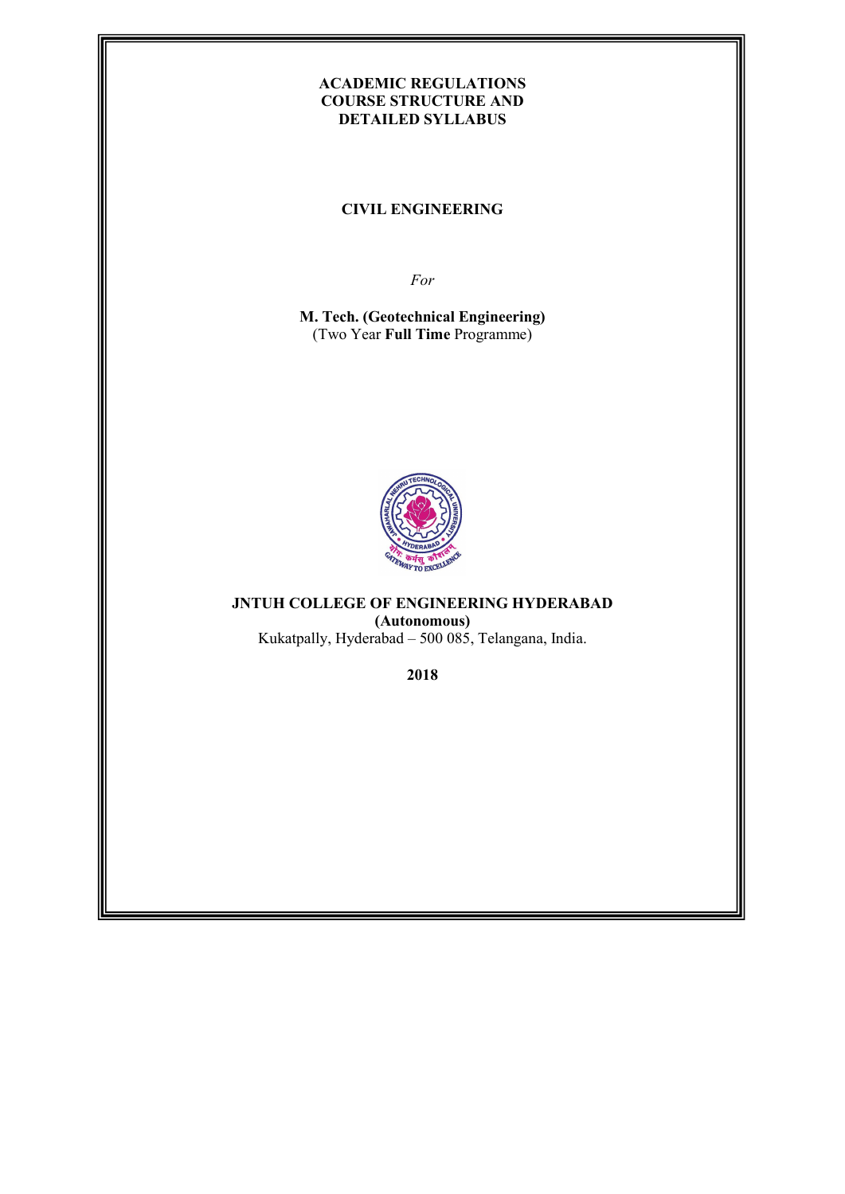# ACADEMIC REGULATIONS
# COURSE STRUCTURE AND
# DETAILED SYLLABUS

## CIVIL ENGINEERING

*For*

**M. Tech. (Geotechnical Engineering)**
(Two Year **Full Time** Programme)

**JNTUH COLLEGE OF ENGINEERING HYDERABAD**
**(Autonomous)**
Kukatpally, Hyderabad – 500 085, Telangana, India.

**2018**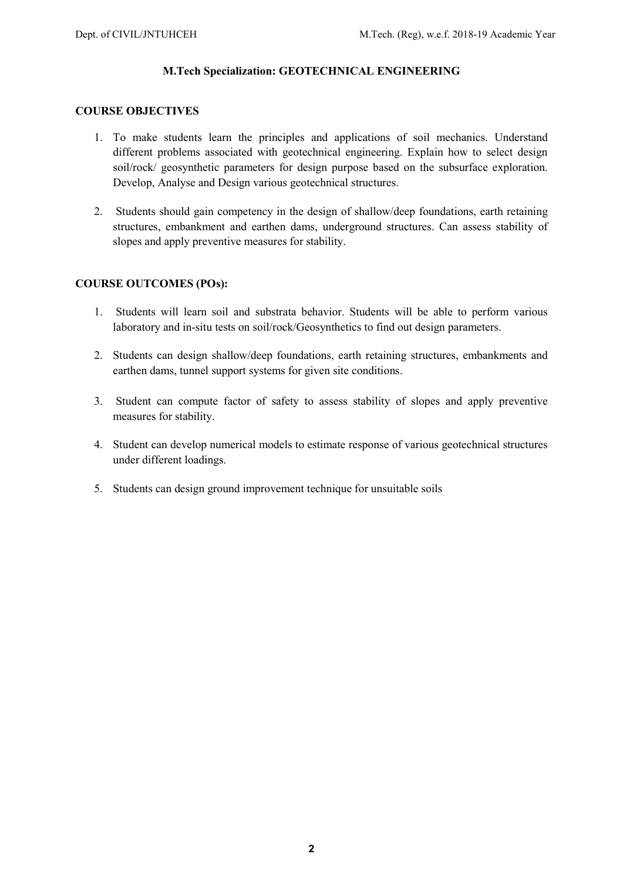## M.Tech Specialization: GEOTECHNICAL ENGINEERING

### COURSE OBJECTIVES

1. To make students learn the principles and applications of soil mechanics. Understand different problems associated with geotechnical engineering. Explain how to select design soil/rock/ geosynthetic parameters for design purpose based on the subsurface exploration. Develop, Analyse and Design various geotechnical structures.

2. Students should gain competency in the design of shallow/deep foundations, earth retaining structures, embankment and earthen dams, underground structures. Can assess stability of slopes and apply preventive measures for stability.

### COURSE OUTCOMES (POs):

1. Students will learn soil and substrata behavior. Students will be able to perform various laboratory and in-situ tests on soil/rock/Geosynthetics to find out design parameters.

2. Students can design shallow/deep foundations, earth retaining structures, embankments and earthen dams, tunnel support systems for given site conditions.

3. Student can compute factor of safety to assess stability of slopes and apply preventive measures for stability.

4. Student can develop numerical models to estimate response of various geotechnical structures under different loadings.

5. Students can design ground improvement technique for unsuitable soils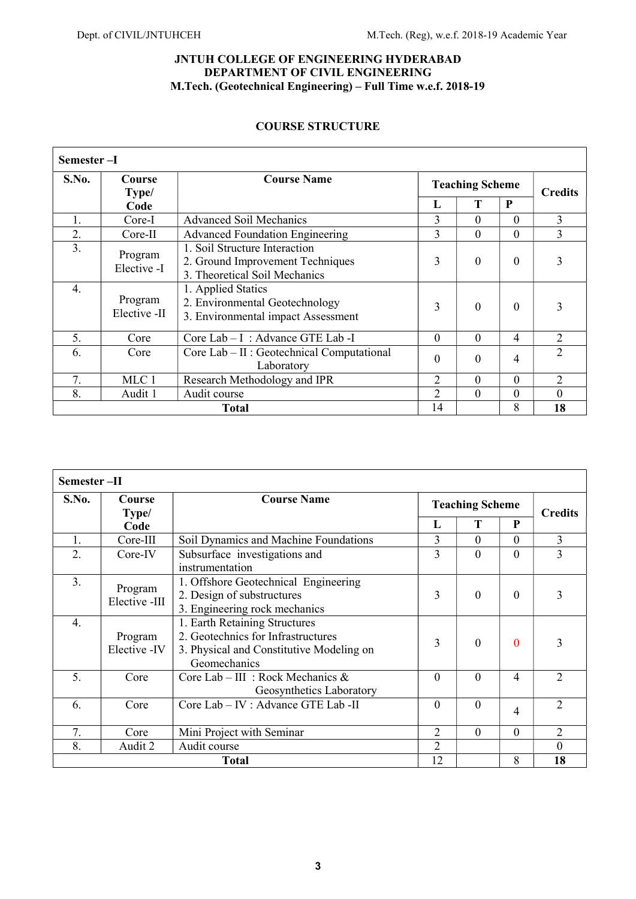**JNTUH COLLEGE OF ENGINEERING HYDERABAD**
**DEPARTMENT OF CIVIL ENGINEERING**
**M.Tech. (Geotechnical Engineering) – Full Time w.e.f. 2018-19**

## COURSE STRUCTURE

| Semester –I | | | | | | |
|---|---|---|---|---|---|---|
| **S.No.** | **Course Type/ Code** | **Course Name** | **Teaching Scheme** | | | **Credits** |
| | | | **L** | **T** | **P** | |
| 1. | Core-I | Advanced Soil Mechanics | 3 | 0 | 0 | 3 |
| 2. | Core-II | Advanced Foundation Engineering | 3 | 0 | 0 | 3 |
| 3. | Program Elective -I | 1. Soil Structure Interaction<br>2. Ground Improvement Techniques<br>3. Theoretical Soil Mechanics | 3 | 0 | 0 | 3 |
| 4. | Program Elective -II | 1. Applied Statics<br>2. Environmental Geotechnology<br>3. Environmental impact Assessment | 3 | 0 | 0 | 3 |
| 5. | Core | Core Lab – I : Advance GTE Lab -I | 0 | 0 | 4 | 2 |
| 6. | Core | Core Lab – II : Geotechnical Computational Laboratory | 0 | 0 | 4 | 2 |
| 7. | MLC 1 | Research Methodology and IPR | 2 | 0 | 0 | 2 |
| 8. | Audit 1 | Audit course | 2 | 0 | 0 | 0 |
| | | **Total** | 14 | | 8 | **18** |

| Semester –II | | | | | | |
|---|---|---|---|---|---|---|
| **S.No.** | **Course Type/ Code** | **Course Name** | **Teaching Scheme** | | | **Credits** |
| | | | **L** | **T** | **P** | |
| 1. | Core-III | Soil Dynamics and Machine Foundations | 3 | 0 | 0 | 3 |
| 2. | Core-IV | Subsurface investigations and instrumentation | 3 | 0 | 0 | 3 |
| 3. | Program Elective -III | 1. Offshore Geotechnical Engineering<br>2. Design of substructures<br>3. Engineering rock mechanics | 3 | 0 | 0 | 3 |
| 4. | Program Elective -IV | 1. Earth Retaining Structures<br>2. Geotechnics for Infrastructures<br>3. Physical and Constitutive Modeling on Geomechanics | 3 | 0 | 0 | 3 |
| 5. | Core | Core Lab – III : Rock Mechanics & Geosynthetics Laboratory | 0 | 0 | 4 | 2 |
| 6. | Core | Core Lab – IV : Advance GTE Lab -II | 0 | 0 | 4 | 2 |
| 7. | Core | Mini Project with Seminar | 2 | 0 | 0 | 2 |
| 8. | Audit 2 | Audit course | 2 | | | 0 |
| | | **Total** | 12 | | 8 | **18** |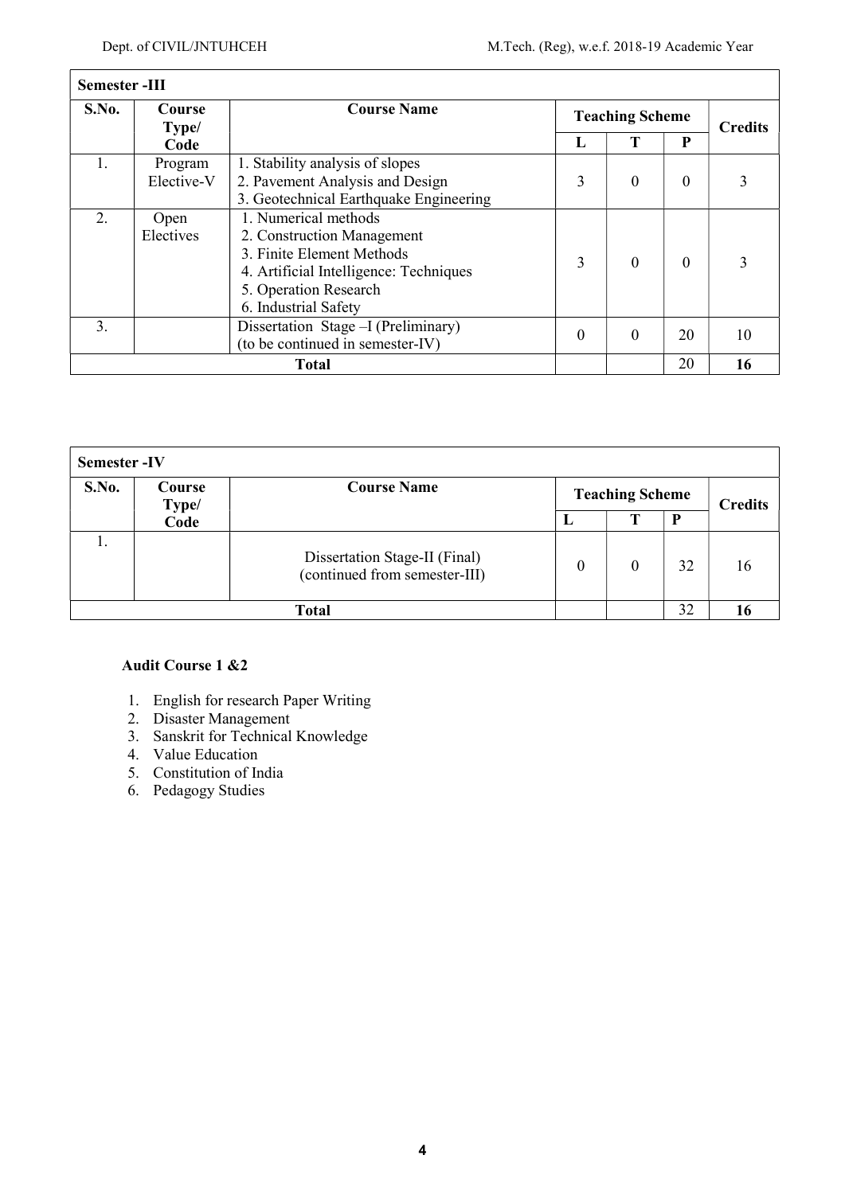| **Semester -III** | | | | | | |
|---|---|---|---|---|---|---|
| **S.No.** | **Course Type/ Code** | **Course Name** | **Teaching Scheme** | | | **Credits** |
| | | | **L** | **T** | **P** | |
| 1. | Program Elective-V | 1. Stability analysis of slopes<br>2. Pavement Analysis and Design<br>3. Geotechnical Earthquake Engineering | 3 | 0 | 0 | 3 |
| 2. | Open Electives | 1. Numerical methods<br>2. Construction Management<br>3. Finite Element Methods<br>4. Artificial Intelligence: Techniques<br>5. Operation Research<br>6. Industrial Safety | 3 | 0 | 0 | 3 |
| 3. | | Dissertation Stage –I (Preliminary) (to be continued in semester-IV) | 0 | 0 | 20 | 10 |
| **Total** | | | | | 20 | **16** |

| **Semester -IV** | | | | | | |
|---|---|---|---|---|---|---|
| **S.No.** | **Course Type/ Code** | **Course Name** | **Teaching Scheme** | | | **Credits** |
| | | | **L** | **T** | **P** | |
| 1. | | Dissertation Stage-II (Final) (continued from semester-III) | 0 | 0 | 32 | 16 |
| **Total** | | | | | 32 | **16** |

**Audit Course 1 &2**

1. English for research Paper Writing
2. Disaster Management
3. Sanskrit for Technical Knowledge
4. Value Education
5. Constitution of India
6. Pedagogy Studies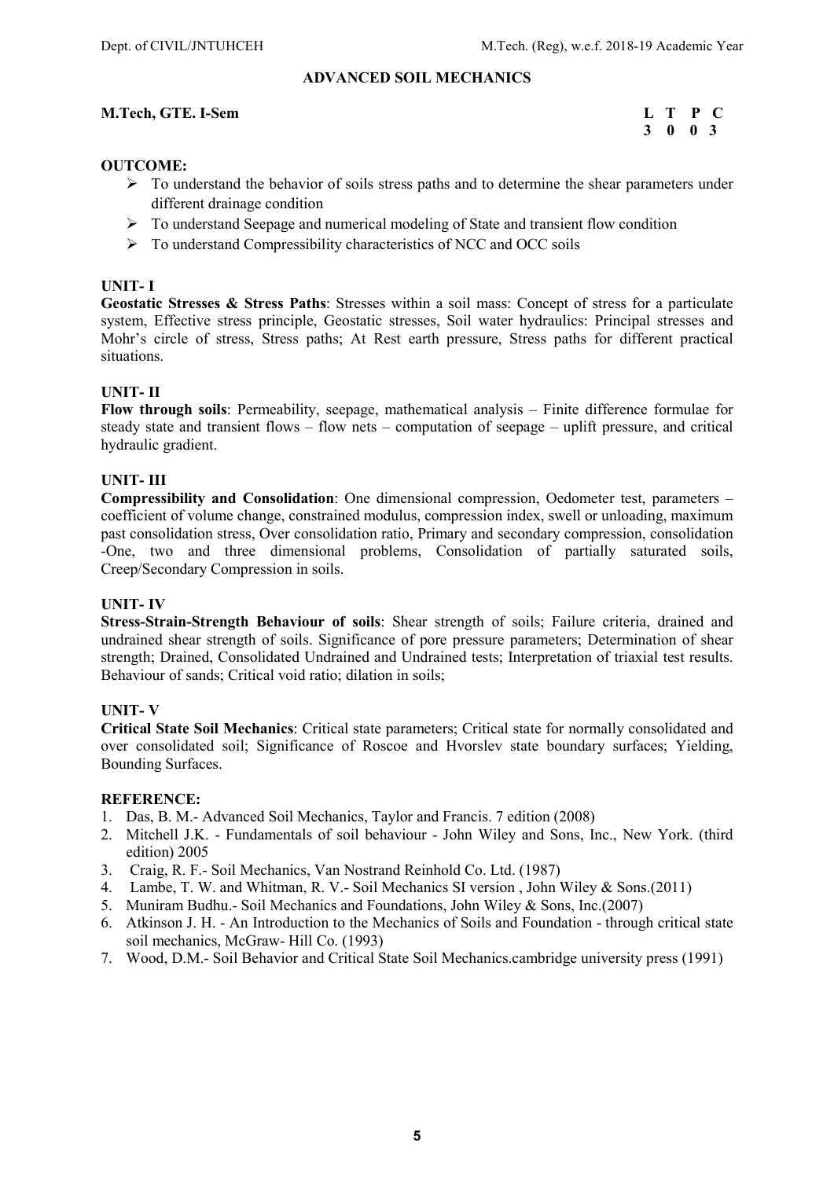# ADVANCED SOIL MECHANICS

**M.Tech, GTE. I-Sem**

| L | T | P | C |
|---|---|---|---|
| 3 | 0 | 0 | 3 |

**OUTCOME:**

- To understand the behavior of soils stress paths and to determine the shear parameters under different drainage condition
- To understand Seepage and numerical modeling of State and transient flow condition
- To understand Compressibility characteristics of NCC and OCC soils

## UNIT- I

**Geostatic Stresses & Stress Paths**: Stresses within a soil mass: Concept of stress for a particulate system, Effective stress principle, Geostatic stresses, Soil water hydraulics: Principal stresses and Mohr's circle of stress, Stress paths; At Rest earth pressure, Stress paths for different practical situations.

## UNIT- II

**Flow through soils**: Permeability, seepage, mathematical analysis – Finite difference formulae for steady state and transient flows – flow nets – computation of seepage – uplift pressure, and critical hydraulic gradient.

## UNIT- III

**Compressibility and Consolidation**: One dimensional compression, Oedometer test, parameters – coefficient of volume change, constrained modulus, compression index, swell or unloading, maximum past consolidation stress, Over consolidation ratio, Primary and secondary compression, consolidation -One, two and three dimensional problems, Consolidation of partially saturated soils, Creep/Secondary Compression in soils.

## UNIT- IV

**Stress-Strain-Strength Behaviour of soils**: Shear strength of soils; Failure criteria, drained and undrained shear strength of soils. Significance of pore pressure parameters; Determination of shear strength; Drained, Consolidated Undrained and Undrained tests; Interpretation of triaxial test results. Behaviour of sands; Critical void ratio; dilation in soils;

## UNIT- V

**Critical State Soil Mechanics**: Critical state parameters; Critical state for normally consolidated and over consolidated soil; Significance of Roscoe and Hvorslev state boundary surfaces; Yielding, Bounding Surfaces.

**REFERENCE:**

1. Das, B. M.- Advanced Soil Mechanics, Taylor and Francis. 7 edition (2008)
2. Mitchell J.K. - Fundamentals of soil behaviour - John Wiley and Sons, Inc., New York. (third edition) 2005
3. Craig, R. F.- Soil Mechanics, Van Nostrand Reinhold Co. Ltd. (1987)
4. Lambe, T. W. and Whitman, R. V.- Soil Mechanics SI version , John Wiley & Sons.(2011)
5. Muniram Budhu.- Soil Mechanics and Foundations, John Wiley & Sons, Inc.(2007)
6. Atkinson J. H. - An Introduction to the Mechanics of Soils and Foundation - through critical state soil mechanics, McGraw- Hill Co. (1993)
7. Wood, D.M.- Soil Behavior and Critical State Soil Mechanics.cambridge university press (1991)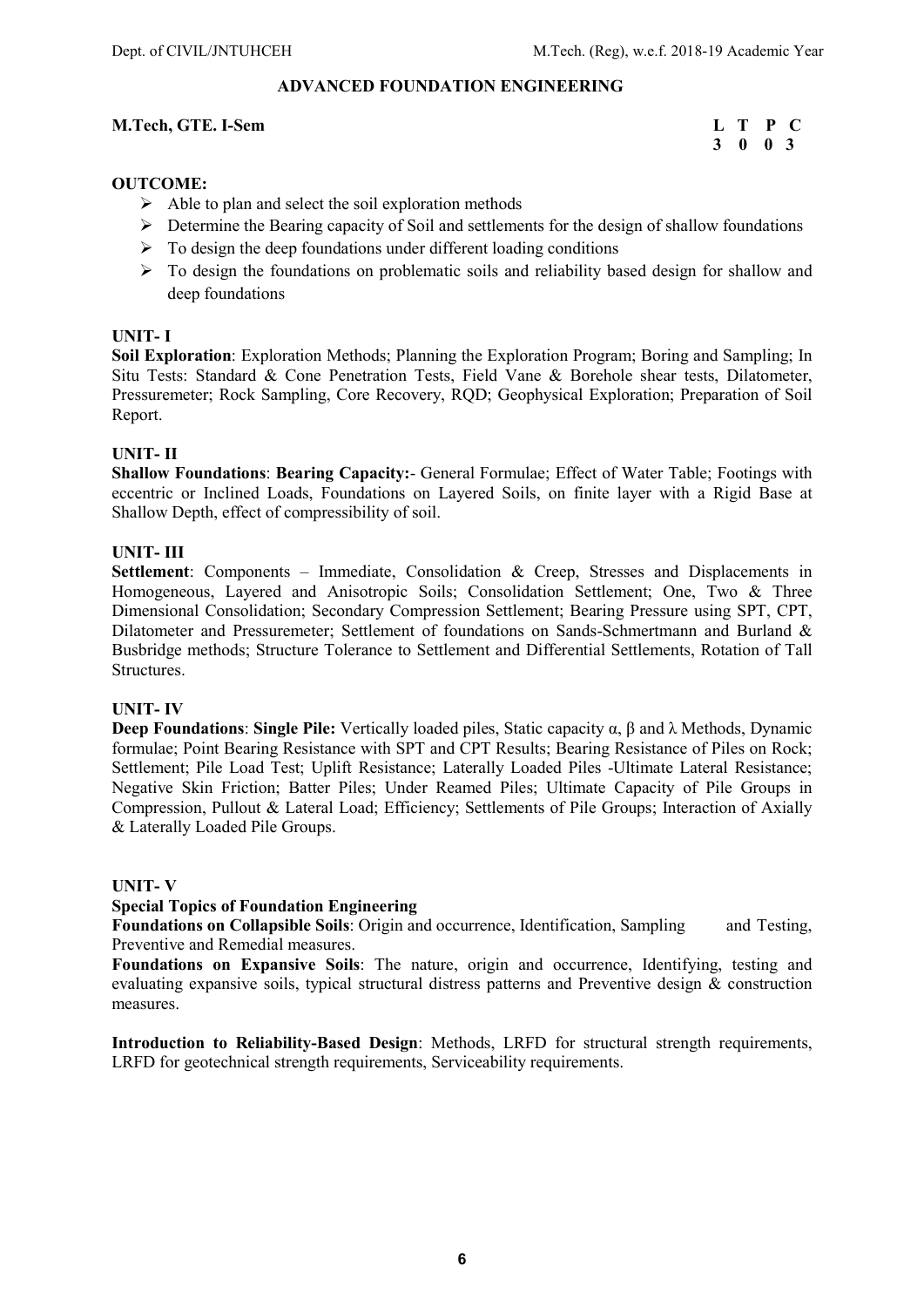# ADVANCED FOUNDATION ENGINEERING

**M.Tech, GTE. I-Sem**

| L | T | P | C |
|---|---|---|---|
| 3 | 0 | 0 | 3 |

**OUTCOME:**

- Able to plan and select the soil exploration methods
- Determine the Bearing capacity of Soil and settlements for the design of shallow foundations
- To design the deep foundations under different loading conditions
- To design the foundations on problematic soils and reliability based design for shallow and deep foundations

## UNIT- I

**Soil Exploration**: Exploration Methods; Planning the Exploration Program; Boring and Sampling; In Situ Tests: Standard & Cone Penetration Tests, Field Vane & Borehole shear tests, Dilatometer, Pressuremeter; Rock Sampling, Core Recovery, RQD; Geophysical Exploration; Preparation of Soil Report.

## UNIT- II

**Shallow Foundations**: **Bearing Capacity:**- General Formulae; Effect of Water Table; Footings with eccentric or Inclined Loads, Foundations on Layered Soils, on finite layer with a Rigid Base at Shallow Depth, effect of compressibility of soil.

## UNIT- III

**Settlement**: Components – Immediate, Consolidation & Creep, Stresses and Displacements in Homogeneous, Layered and Anisotropic Soils; Consolidation Settlement; One, Two & Three Dimensional Consolidation; Secondary Compression Settlement; Bearing Pressure using SPT, CPT, Dilatometer and Pressuremeter; Settlement of foundations on Sands-Schmertmann and Burland & Busbridge methods; Structure Tolerance to Settlement and Differential Settlements, Rotation of Tall Structures.

## UNIT- IV

**Deep Foundations**: **Single Pile:** Vertically loaded piles, Static capacity α, β and λ Methods, Dynamic formulae; Point Bearing Resistance with SPT and CPT Results; Bearing Resistance of Piles on Rock; Settlement; Pile Load Test; Uplift Resistance; Laterally Loaded Piles -Ultimate Lateral Resistance; Negative Skin Friction; Batter Piles; Under Reamed Piles; Ultimate Capacity of Pile Groups in Compression, Pullout & Lateral Load; Efficiency; Settlements of Pile Groups; Interaction of Axially & Laterally Loaded Pile Groups.

## UNIT- V

**Special Topics of Foundation Engineering**

**Foundations on Collapsible Soils**: Origin and occurrence, Identification, Sampling and Testing, Preventive and Remedial measures.

**Foundations on Expansive Soils**: The nature, origin and occurrence, Identifying, testing and evaluating expansive soils, typical structural distress patterns and Preventive design & construction measures.

**Introduction to Reliability-Based Design**: Methods, LRFD for structural strength requirements, LRFD for geotechnical strength requirements, Serviceability requirements.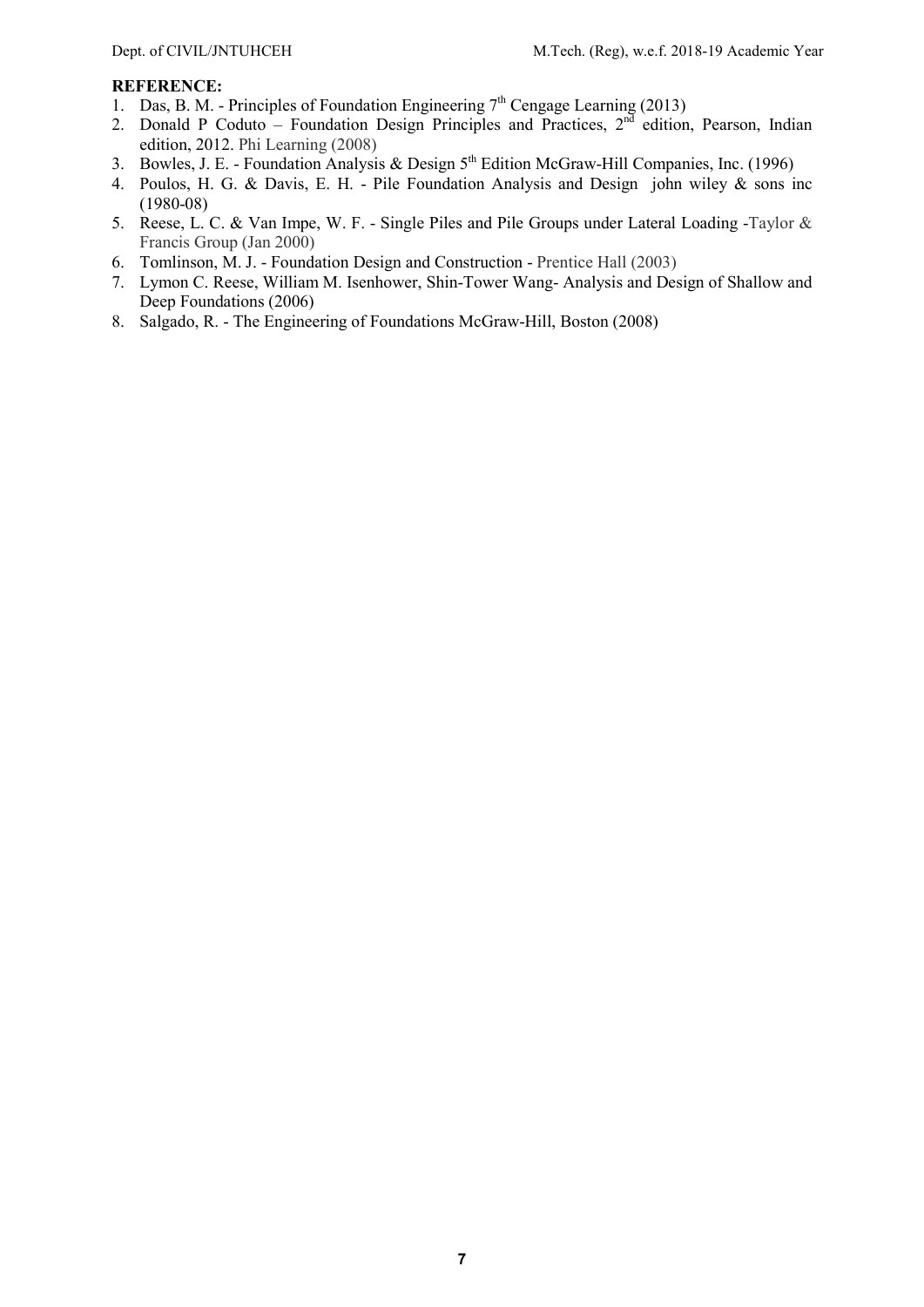**REFERENCE:**

1. Das, B. M. - Principles of Foundation Engineering 7th Cengage Learning (2013)
2. Donald P Coduto – Foundation Design Principles and Practices, 2nd edition, Pearson, Indian edition, 2012. Phi Learning (2008)
3. Bowles, J. E. - Foundation Analysis & Design 5th Edition McGraw-Hill Companies, Inc. (1996)
4. Poulos, H. G. & Davis, E. H. - Pile Foundation Analysis and Design john wiley & sons inc (1980-08)
5. Reese, L. C. & Van Impe, W. F. - Single Piles and Pile Groups under Lateral Loading -Taylor & Francis Group (Jan 2000)
6. Tomlinson, M. J. - Foundation Design and Construction - Prentice Hall (2003)
7. Lymon C. Reese, William M. Isenhower, Shin-Tower Wang- Analysis and Design of Shallow and Deep Foundations (2006)
8. Salgado, R. - The Engineering of Foundations McGraw-Hill, Boston (2008)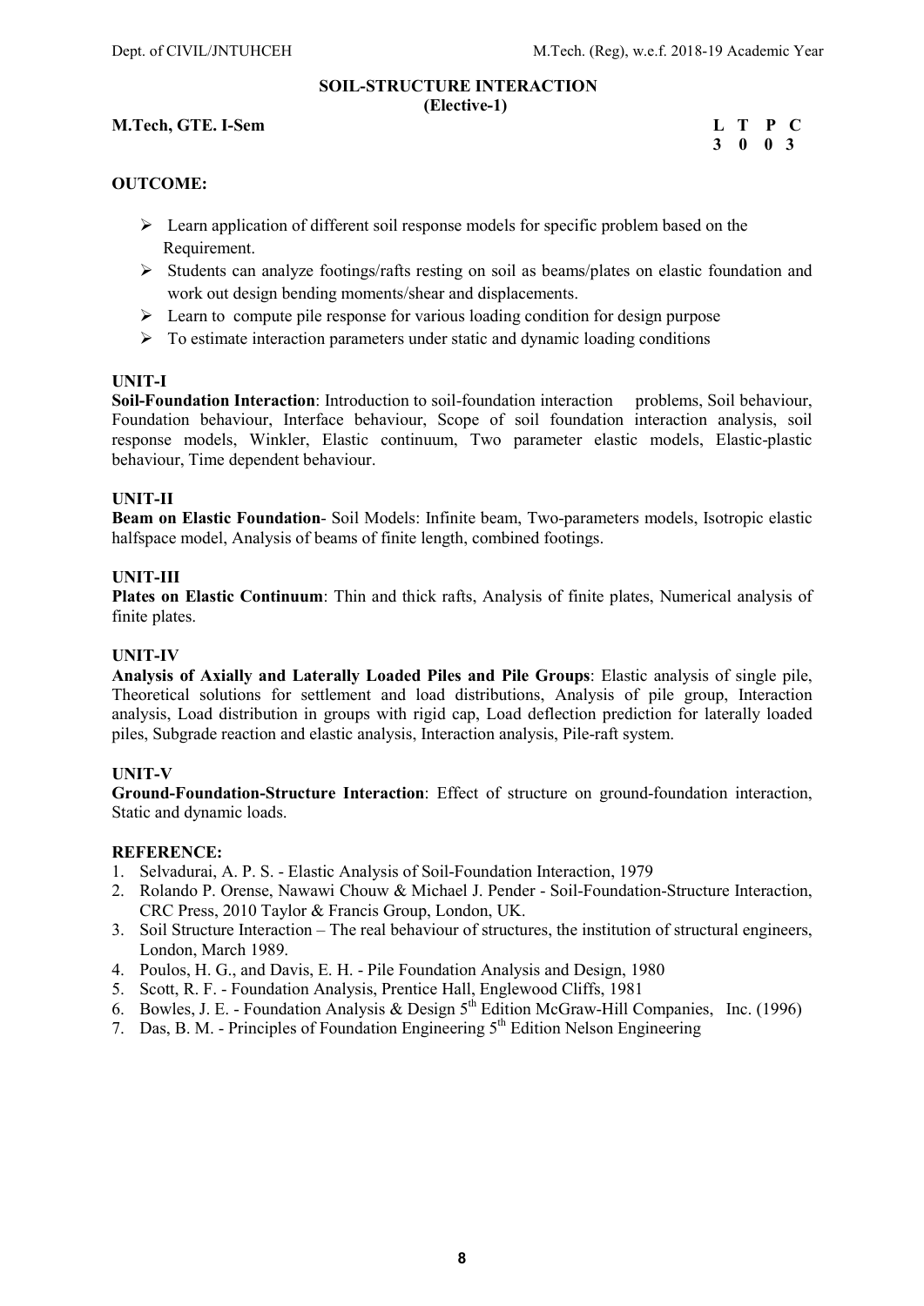## SOIL-STRUCTURE INTERACTION
**(Elective-1)**

**M.Tech, GTE. I-Sem**

| L | T | P | C |
|---|---|---|---|
| 3 | 0 | 0 | 3 |

**OUTCOME:**

- Learn application of different soil response models for specific problem based on the Requirement.
- Students can analyze footings/rafts resting on soil as beams/plates on elastic foundation and work out design bending moments/shear and displacements.
- Learn to compute pile response for various loading condition for design purpose
- To estimate interaction parameters under static and dynamic loading conditions

**UNIT-I**

**Soil-Foundation Interaction**: Introduction to soil-foundation interaction problems, Soil behaviour, Foundation behaviour, Interface behaviour, Scope of soil foundation interaction analysis, soil response models, Winkler, Elastic continuum, Two parameter elastic models, Elastic-plastic behaviour, Time dependent behaviour.

**UNIT-II**

**Beam on Elastic Foundation**- Soil Models: Infinite beam, Two-parameters models, Isotropic elastic halfspace model, Analysis of beams of finite length, combined footings.

**UNIT-III**

**Plates on Elastic Continuum**: Thin and thick rafts, Analysis of finite plates, Numerical analysis of finite plates.

**UNIT-IV**

**Analysis of Axially and Laterally Loaded Piles and Pile Groups**: Elastic analysis of single pile, Theoretical solutions for settlement and load distributions, Analysis of pile group, Interaction analysis, Load distribution in groups with rigid cap, Load deflection prediction for laterally loaded piles, Subgrade reaction and elastic analysis, Interaction analysis, Pile-raft system.

**UNIT-V**

**Ground-Foundation-Structure Interaction**: Effect of structure on ground-foundation interaction, Static and dynamic loads.

**REFERENCE:**

1. Selvadurai, A. P. S. - Elastic Analysis of Soil-Foundation Interaction, 1979
2. Rolando P. Orense, Nawawi Chouw & Michael J. Pender - Soil-Foundation-Structure Interaction, CRC Press, 2010 Taylor & Francis Group, London, UK.
3. Soil Structure Interaction – The real behaviour of structures, the institution of structural engineers, London, March 1989.
4. Poulos, H. G., and Davis, E. H. - Pile Foundation Analysis and Design, 1980
5. Scott, R. F. - Foundation Analysis, Prentice Hall, Englewood Cliffs, 1981
6. Bowles, J. E. - Foundation Analysis & Design 5th Edition McGraw-Hill Companies, Inc. (1996)
7. Das, B. M. - Principles of Foundation Engineering 5th Edition Nelson Engineering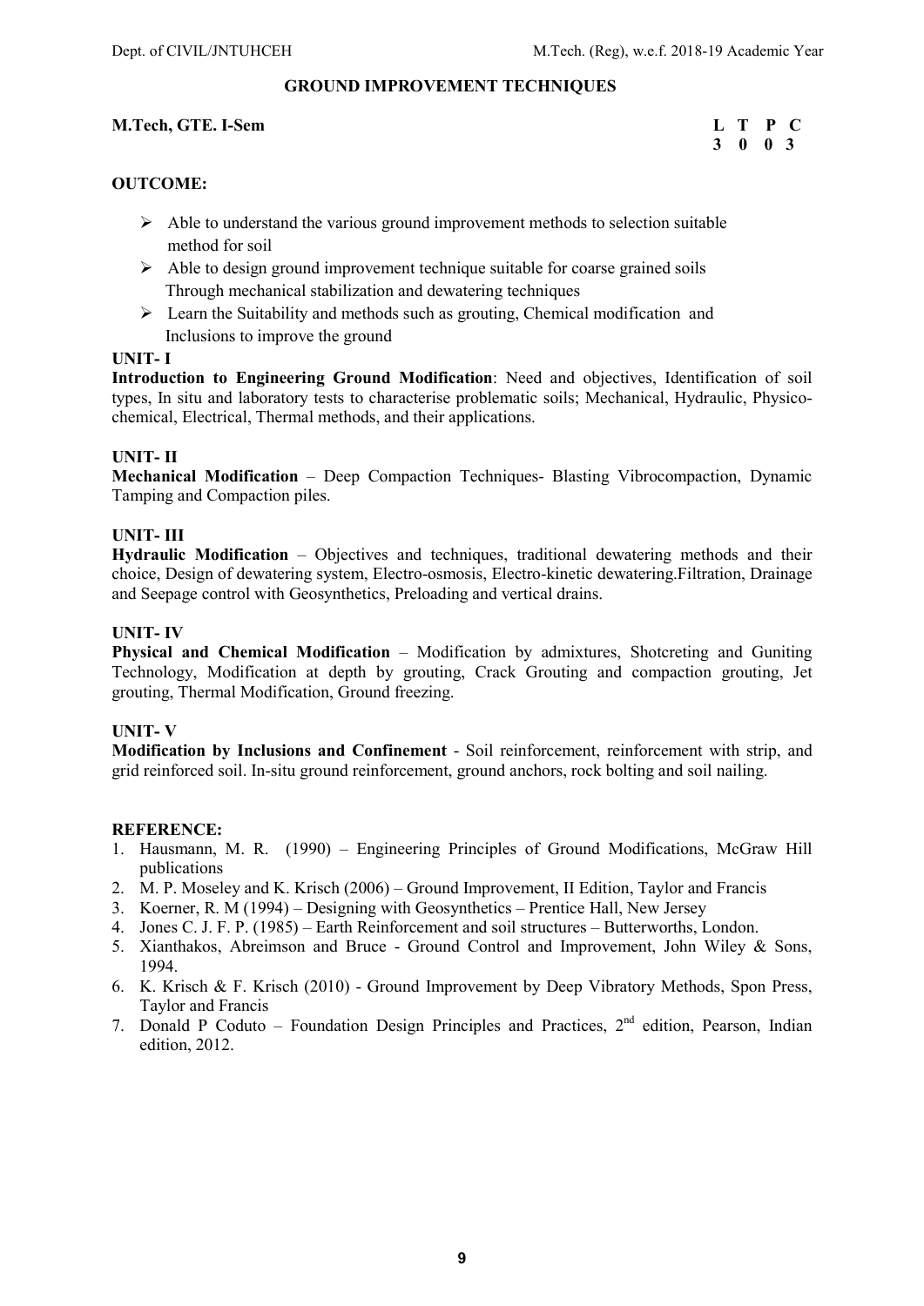## GROUND IMPROVEMENT TECHNIQUES

**M.Tech, GTE. I-Sem**

| L | T | P | C |
|---|---|---|---|
| 3 | 0 | 0 | 3 |

**OUTCOME:**

- Able to understand the various ground improvement methods to selection suitable method for soil
- Able to design ground improvement technique suitable for coarse grained soils Through mechanical stabilization and dewatering techniques
- Learn the Suitability and methods such as grouting, Chemical modification and Inclusions to improve the ground

**UNIT- I**

**Introduction to Engineering Ground Modification**: Need and objectives, Identification of soil types, In situ and laboratory tests to characterise problematic soils; Mechanical, Hydraulic, Physico-chemical, Electrical, Thermal methods, and their applications.

**UNIT- II**

**Mechanical Modification** – Deep Compaction Techniques- Blasting Vibrocompaction, Dynamic Tamping and Compaction piles.

**UNIT- III**

**Hydraulic Modification** – Objectives and techniques, traditional dewatering methods and their choice, Design of dewatering system, Electro-osmosis, Electro-kinetic dewatering.Filtration, Drainage and Seepage control with Geosynthetics, Preloading and vertical drains.

**UNIT- IV**

**Physical and Chemical Modification** – Modification by admixtures, Shotcreting and Guniting Technology, Modification at depth by grouting, Crack Grouting and compaction grouting, Jet grouting, Thermal Modification, Ground freezing.

**UNIT- V**

**Modification by Inclusions and Confinement** - Soil reinforcement, reinforcement with strip, and grid reinforced soil. In-situ ground reinforcement, ground anchors, rock bolting and soil nailing.

**REFERENCE:**

1. Hausmann, M. R. (1990) – Engineering Principles of Ground Modifications, McGraw Hill publications
2. M. P. Moseley and K. Krisch (2006) – Ground Improvement, II Edition, Taylor and Francis
3. Koerner, R. M (1994) – Designing with Geosynthetics – Prentice Hall, New Jersey
4. Jones C. J. F. P. (1985) – Earth Reinforcement and soil structures – Butterworths, London.
5. Xianthakos, Abreimson and Bruce - Ground Control and Improvement, John Wiley & Sons, 1994.
6. K. Krisch & F. Krisch (2010) - Ground Improvement by Deep Vibratory Methods, Spon Press, Taylor and Francis
7. Donald P Coduto – Foundation Design Principles and Practices, 2nd edition, Pearson, Indian edition, 2012.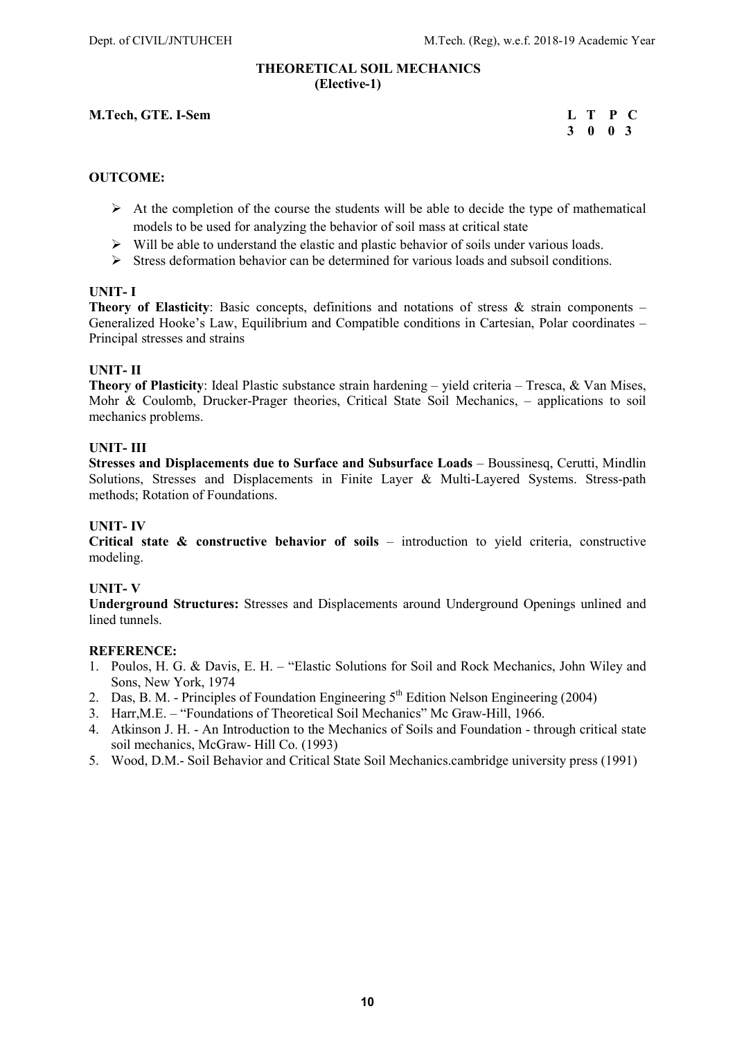## THEORETICAL SOIL MECHANICS
### (Elective-1)

**M.Tech, GTE. I-Sem**

| L | T | P | C |
|---|---|---|---|
| 3 | 0 | 0 | 3 |

**OUTCOME:**

- At the completion of the course the students will be able to decide the type of mathematical models to be used for analyzing the behavior of soil mass at critical state
- Will be able to understand the elastic and plastic behavior of soils under various loads.
- Stress deformation behavior can be determined for various loads and subsoil conditions.

**UNIT- I**

**Theory of Elasticity**: Basic concepts, definitions and notations of stress & strain components – Generalized Hooke's Law, Equilibrium and Compatible conditions in Cartesian, Polar coordinates – Principal stresses and strains

**UNIT- II**

**Theory of Plasticity**: Ideal Plastic substance strain hardening – yield criteria – Tresca, & Van Mises, Mohr & Coulomb, Drucker-Prager theories, Critical State Soil Mechanics, – applications to soil mechanics problems.

**UNIT- III**

**Stresses and Displacements due to Surface and Subsurface Loads** – Boussinesq, Cerutti, Mindlin Solutions, Stresses and Displacements in Finite Layer & Multi-Layered Systems. Stress-path methods; Rotation of Foundations.

**UNIT- IV**

**Critical state & constructive behavior of soils** – introduction to yield criteria, constructive modeling.

**UNIT- V**

**Underground Structures:** Stresses and Displacements around Underground Openings unlined and lined tunnels.

**REFERENCE:**

1. Poulos, H. G. & Davis, E. H. – "Elastic Solutions for Soil and Rock Mechanics, John Wiley and Sons, New York, 1974
2. Das, B. M. - Principles of Foundation Engineering 5th Edition Nelson Engineering (2004)
3. Harr,M.E. – "Foundations of Theoretical Soil Mechanics" Mc Graw-Hill, 1966.
4. Atkinson J. H. - An Introduction to the Mechanics of Soils and Foundation - through critical state soil mechanics, McGraw- Hill Co. (1993)
5. Wood, D.M.- Soil Behavior and Critical State Soil Mechanics.cambridge university press (1991)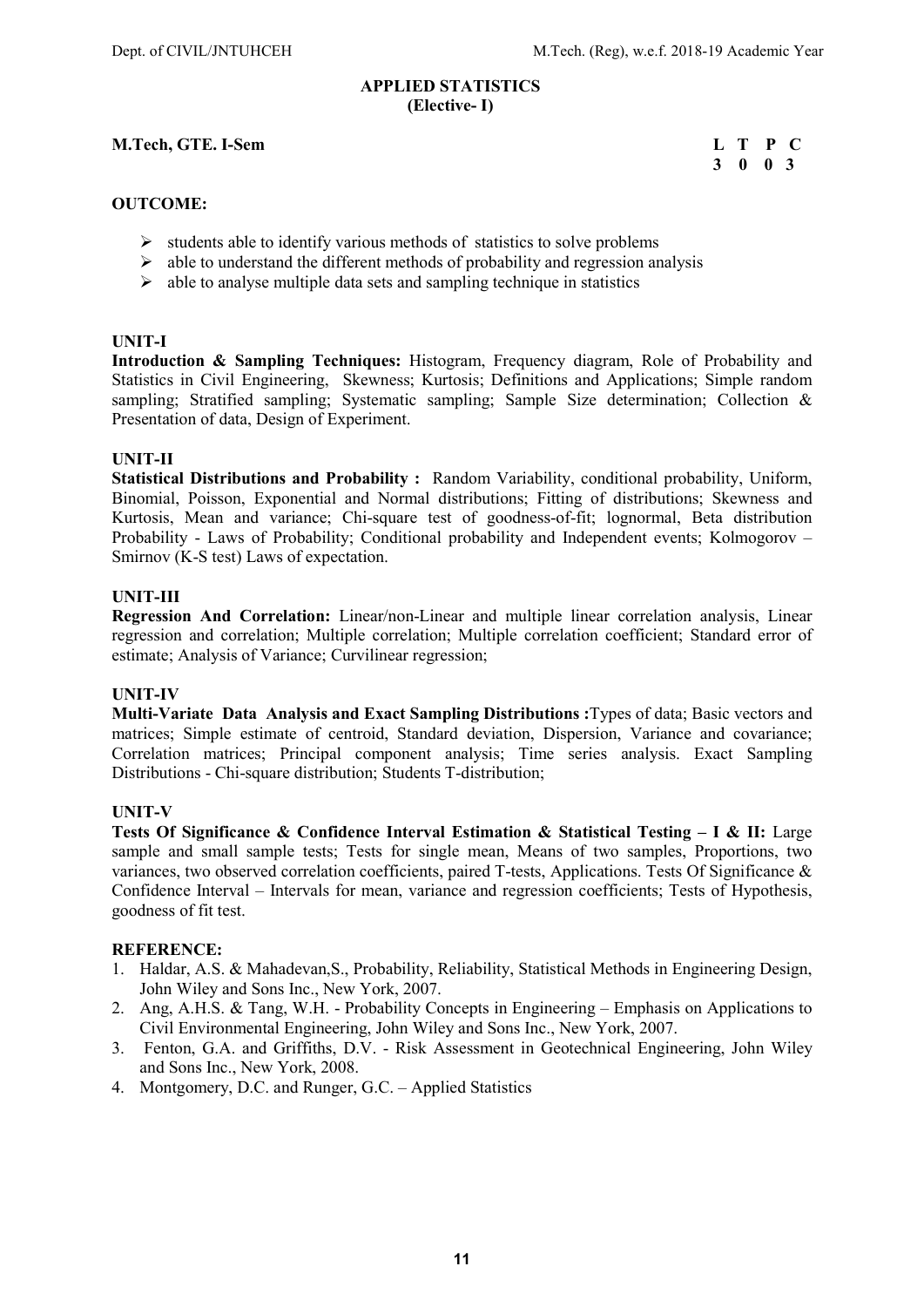## APPLIED STATISTICS
**(Elective- I)**

**M.Tech, GTE. I-Sem**

| L | T | P | C |
|---|---|---|---|
| 3 | 0 | 0 | 3 |

**OUTCOME:**

- students able to identify various methods of statistics to solve problems
- able to understand the different methods of probability and regression analysis
- able to analyse multiple data sets and sampling technique in statistics

**UNIT-I**

**Introduction & Sampling Techniques:** Histogram, Frequency diagram, Role of Probability and Statistics in Civil Engineering, Skewness; Kurtosis; Definitions and Applications; Simple random sampling; Stratified sampling; Systematic sampling; Sample Size determination; Collection & Presentation of data, Design of Experiment.

**UNIT-II**

**Statistical Distributions and Probability :** Random Variability, conditional probability, Uniform, Binomial, Poisson, Exponential and Normal distributions; Fitting of distributions; Skewness and Kurtosis, Mean and variance; Chi-square test of goodness-of-fit; lognormal, Beta distribution Probability - Laws of Probability; Conditional probability and Independent events; Kolmogorov – Smirnov (K-S test) Laws of expectation.

**UNIT-III**

**Regression And Correlation:** Linear/non-Linear and multiple linear correlation analysis, Linear regression and correlation; Multiple correlation; Multiple correlation coefficient; Standard error of estimate; Analysis of Variance; Curvilinear regression;

**UNIT-IV**

**Multi-Variate Data Analysis and Exact Sampling Distributions :**Types of data; Basic vectors and matrices; Simple estimate of centroid, Standard deviation, Dispersion, Variance and covariance; Correlation matrices; Principal component analysis; Time series analysis. Exact Sampling Distributions - Chi-square distribution; Students T-distribution;

**UNIT-V**

**Tests Of Significance & Confidence Interval Estimation & Statistical Testing – I & II:** Large sample and small sample tests; Tests for single mean, Means of two samples, Proportions, two variances, two observed correlation coefficients, paired T-tests, Applications. Tests Of Significance & Confidence Interval – Intervals for mean, variance and regression coefficients; Tests of Hypothesis, goodness of fit test.

**REFERENCE:**

1. Haldar, A.S. & Mahadevan,S., Probability, Reliability, Statistical Methods in Engineering Design, John Wiley and Sons Inc., New York, 2007.
2. Ang, A.H.S. & Tang, W.H. - Probability Concepts in Engineering – Emphasis on Applications to Civil Environmental Engineering, John Wiley and Sons Inc., New York, 2007.
3. Fenton, G.A. and Griffiths, D.V. - Risk Assessment in Geotechnical Engineering, John Wiley and Sons Inc., New York, 2008.
4. Montgomery, D.C. and Runger, G.C. – Applied Statistics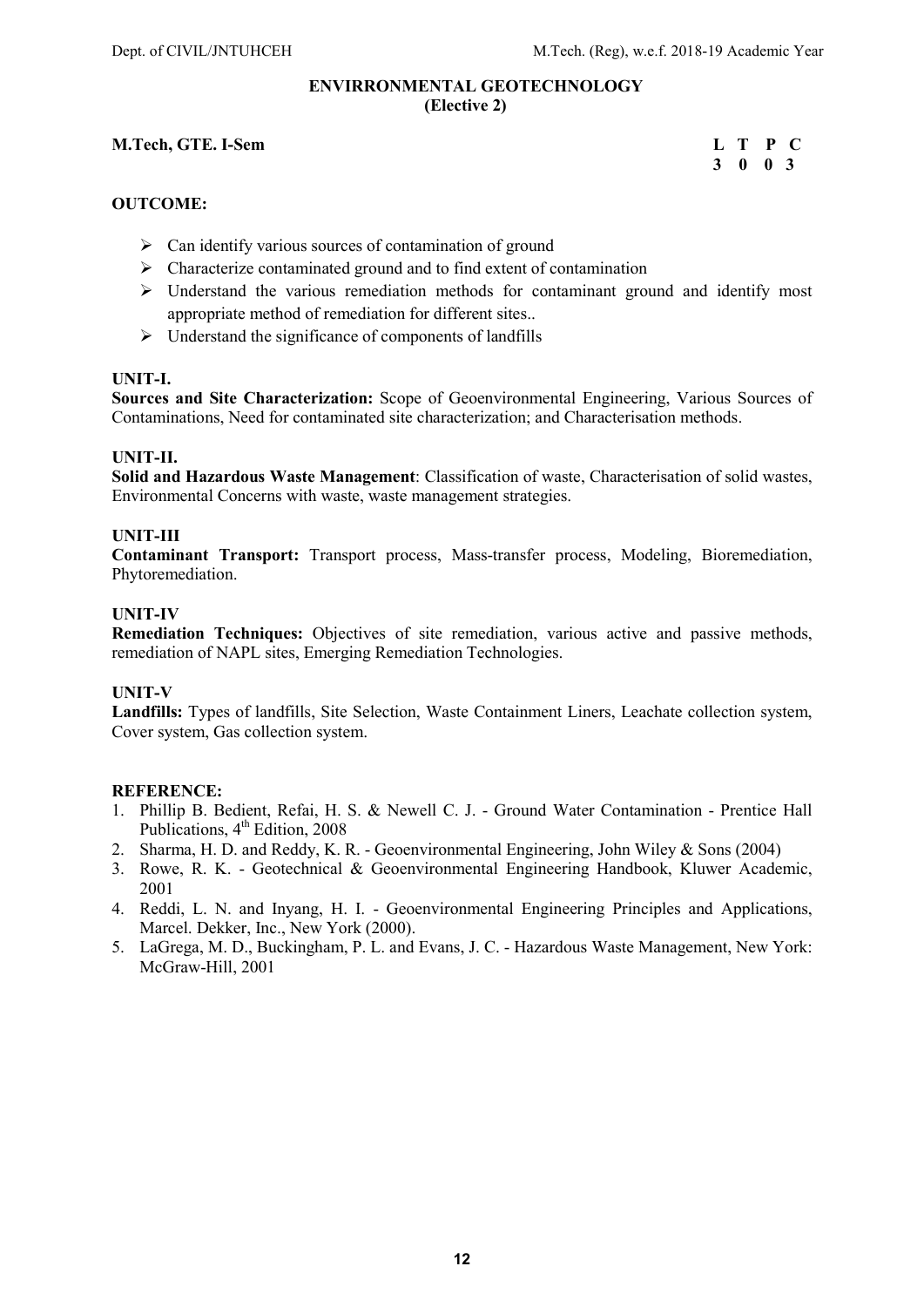## ENVIRRONMENTAL GEOTECHNOLOGY
**(Elective 2)**

**M.Tech, GTE. I-Sem**

| L | T | P | C |
|---|---|---|---|
| 3 | 0 | 0 | 3 |

**OUTCOME:**

- Can identify various sources of contamination of ground
- Characterize contaminated ground and to find extent of contamination
- Understand the various remediation methods for contaminant ground and identify most appropriate method of remediation for different sites..
- Understand the significance of components of landfills

**UNIT-I.**

**Sources and Site Characterization:** Scope of Geoenvironmental Engineering, Various Sources of Contaminations, Need for contaminated site characterization; and Characterisation methods.

**UNIT-II.**

**Solid and Hazardous Waste Management**: Classification of waste, Characterisation of solid wastes, Environmental Concerns with waste, waste management strategies.

**UNIT-III**

**Contaminant Transport:** Transport process, Mass-transfer process, Modeling, Bioremediation, Phytoremediation.

**UNIT-IV**

**Remediation Techniques:** Objectives of site remediation, various active and passive methods, remediation of NAPL sites, Emerging Remediation Technologies.

**UNIT-V**

**Landfills:** Types of landfills, Site Selection, Waste Containment Liners, Leachate collection system, Cover system, Gas collection system.

**REFERENCE:**

1. Phillip B. Bedient, Refai, H. S. & Newell C. J. - Ground Water Contamination - Prentice Hall Publications, 4th Edition, 2008
2. Sharma, H. D. and Reddy, K. R. - Geoenvironmental Engineering, John Wiley & Sons (2004)
3. Rowe, R. K. - Geotechnical & Geoenvironmental Engineering Handbook, Kluwer Academic, 2001
4. Reddi, L. N. and Inyang, H. I. - Geoenvironmental Engineering Principles and Applications, Marcel. Dekker, Inc., New York (2000).
5. LaGrega, M. D., Buckingham, P. L. and Evans, J. C. - Hazardous Waste Management, New York: McGraw-Hill, 2001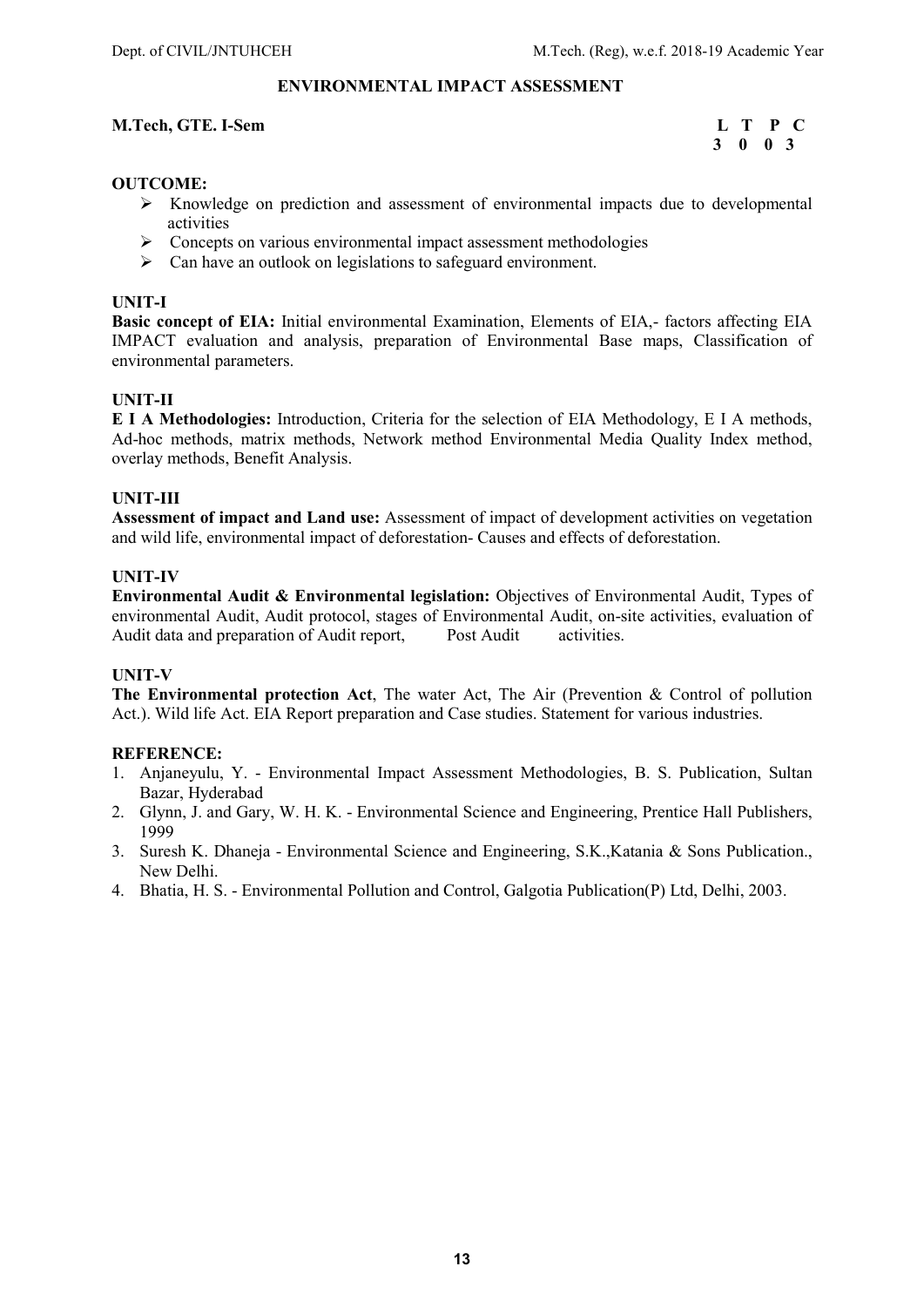## ENVIRONMENTAL IMPACT ASSESSMENT

**M.Tech, GTE. I-Sem**

| L | T | P | C |
|---|---|---|---|
| 3 | 0 | 0 | 3 |

**OUTCOME:**

- Knowledge on prediction and assessment of environmental impacts due to developmental activities
- Concepts on various environmental impact assessment methodologies
- Can have an outlook on legislations to safeguard environment.

**UNIT-I**

**Basic concept of EIA:** Initial environmental Examination, Elements of EIA,- factors affecting EIA IMPACT evaluation and analysis, preparation of Environmental Base maps, Classification of environmental parameters.

**UNIT-II**

**E I A Methodologies:** Introduction, Criteria for the selection of EIA Methodology, E I A methods, Ad-hoc methods, matrix methods, Network method Environmental Media Quality Index method, overlay methods, Benefit Analysis.

**UNIT-III**

**Assessment of impact and Land use:** Assessment of impact of development activities on vegetation and wild life, environmental impact of deforestation- Causes and effects of deforestation.

**UNIT-IV**

**Environmental Audit & Environmental legislation:** Objectives of Environmental Audit, Types of environmental Audit, Audit protocol, stages of Environmental Audit, on-site activities, evaluation of Audit data and preparation of Audit report, Post Audit activities.

**UNIT-V**

**The Environmental protection Act**, The water Act, The Air (Prevention & Control of pollution Act.). Wild life Act. EIA Report preparation and Case studies. Statement for various industries.

**REFERENCE:**

1. Anjaneyulu, Y. - Environmental Impact Assessment Methodologies, B. S. Publication, Sultan Bazar, Hyderabad
2. Glynn, J. and Gary, W. H. K. - Environmental Science and Engineering, Prentice Hall Publishers, 1999
3. Suresh K. Dhaneja - Environmental Science and Engineering, S.K.,Katania & Sons Publication., New Delhi.
4. Bhatia, H. S. - Environmental Pollution and Control, Galgotia Publication(P) Ltd, Delhi, 2003.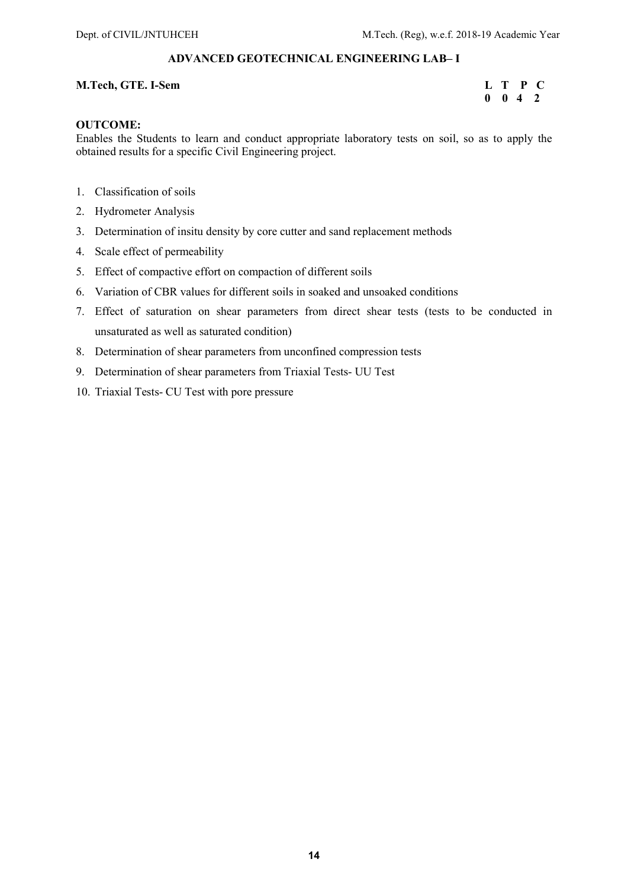## ADVANCED GEOTECHNICAL ENGINEERING LAB– I

**M.Tech, GTE. I-Sem**

| L | T | P | C |
|---|---|---|---|
| 0 | 0 | 4 | 2 |

**OUTCOME:**

Enables the Students to learn and conduct appropriate laboratory tests on soil, so as to apply the obtained results for a specific Civil Engineering project.

1. Classification of soils
2. Hydrometer Analysis
3. Determination of insitu density by core cutter and sand replacement methods
4. Scale effect of permeability
5. Effect of compactive effort on compaction of different soils
6. Variation of CBR values for different soils in soaked and unsoaked conditions
7. Effect of saturation on shear parameters from direct shear tests (tests to be conducted in unsaturated as well as saturated condition)
8. Determination of shear parameters from unconfined compression tests
9. Determination of shear parameters from Triaxial Tests- UU Test
10. Triaxial Tests- CU Test with pore pressure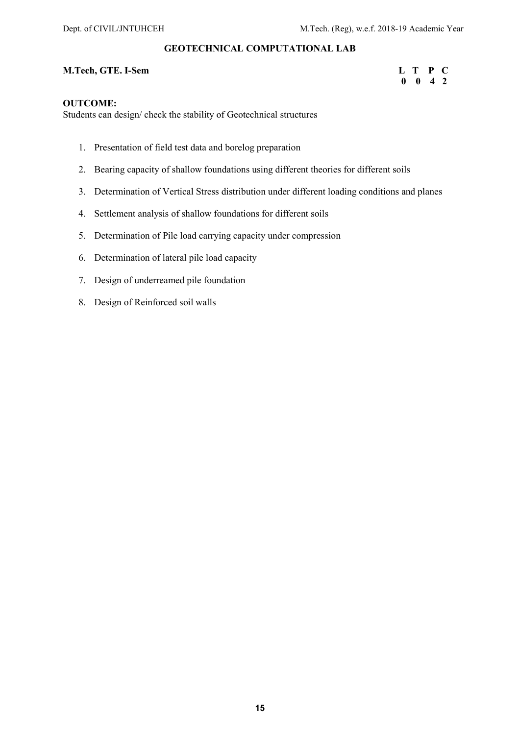## GEOTECHNICAL COMPUTATIONAL LAB

**M.Tech, GTE. I-Sem**

| L | T | P | C |
|---|---|---|---|
| 0 | 0 | 4 | 2 |

**OUTCOME:**

Students can design/ check the stability of Geotechnical structures

1. Presentation of field test data and borelog preparation
2. Bearing capacity of shallow foundations using different theories for different soils
3. Determination of Vertical Stress distribution under different loading conditions and planes
4. Settlement analysis of shallow foundations for different soils
5. Determination of Pile load carrying capacity under compression
6. Determination of lateral pile load capacity
7. Design of underreamed pile foundation
8. Design of Reinforced soil walls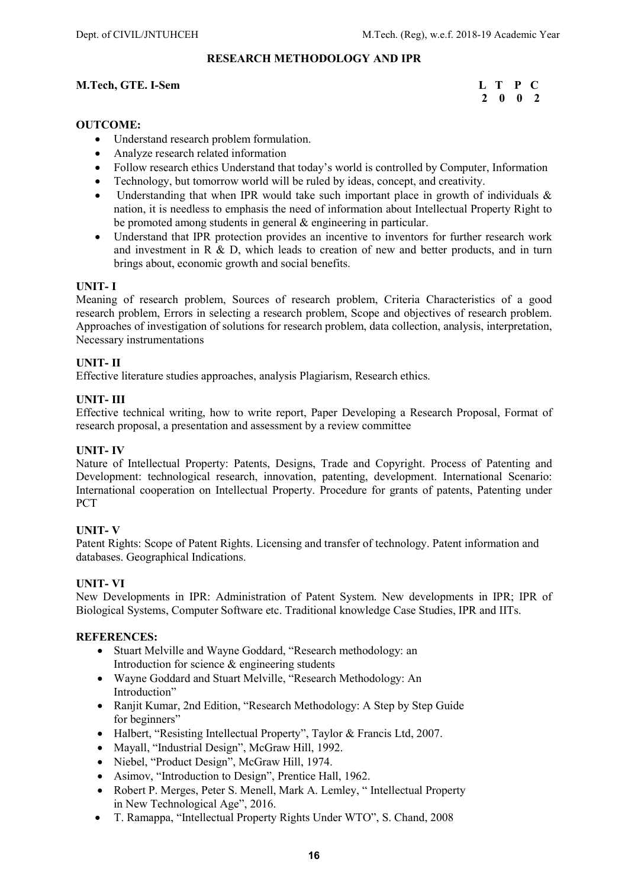# RESEARCH METHODOLOGY AND IPR

**M.Tech, GTE. I-Sem**

| L | T | P | C |
|---|---|---|---|
| 2 | 0 | 0 | 2 |

**OUTCOME:**

- Understand research problem formulation.
- Analyze research related information
- Follow research ethics Understand that today's world is controlled by Computer, Information
- Technology, but tomorrow world will be ruled by ideas, concept, and creativity.
- Understanding that when IPR would take such important place in growth of individuals & nation, it is needless to emphasis the need of information about Intellectual Property Right to be promoted among students in general & engineering in particular.
- Understand that IPR protection provides an incentive to inventors for further research work and investment in R & D, which leads to creation of new and better products, and in turn brings about, economic growth and social benefits.

**UNIT- I**

Meaning of research problem, Sources of research problem, Criteria Characteristics of a good research problem, Errors in selecting a research problem, Scope and objectives of research problem. Approaches of investigation of solutions for research problem, data collection, analysis, interpretation, Necessary instrumentations

**UNIT- II**

Effective literature studies approaches, analysis Plagiarism, Research ethics.

**UNIT- III**

Effective technical writing, how to write report, Paper Developing a Research Proposal, Format of research proposal, a presentation and assessment by a review committee

**UNIT- IV**

Nature of Intellectual Property: Patents, Designs, Trade and Copyright. Process of Patenting and Development: technological research, innovation, patenting, development. International Scenario: International cooperation on Intellectual Property. Procedure for grants of patents, Patenting under PCT

**UNIT- V**

Patent Rights: Scope of Patent Rights. Licensing and transfer of technology. Patent information and databases. Geographical Indications.

**UNIT- VI**

New Developments in IPR: Administration of Patent System. New developments in IPR; IPR of Biological Systems, Computer Software etc. Traditional knowledge Case Studies, IPR and IITs.

**REFERENCES:**

- Stuart Melville and Wayne Goddard, "Research methodology: an Introduction for science & engineering students
- Wayne Goddard and Stuart Melville, "Research Methodology: An Introduction"
- Ranjit Kumar, 2nd Edition, "Research Methodology: A Step by Step Guide for beginners"
- Halbert, "Resisting Intellectual Property", Taylor & Francis Ltd, 2007.
- Mayall, "Industrial Design", McGraw Hill, 1992.
- Niebel, "Product Design", McGraw Hill, 1974.
- Asimov, "Introduction to Design", Prentice Hall, 1962.
- Robert P. Merges, Peter S. Menell, Mark A. Lemley, " Intellectual Property in New Technological Age", 2016.
- T. Ramappa, "Intellectual Property Rights Under WTO", S. Chand, 2008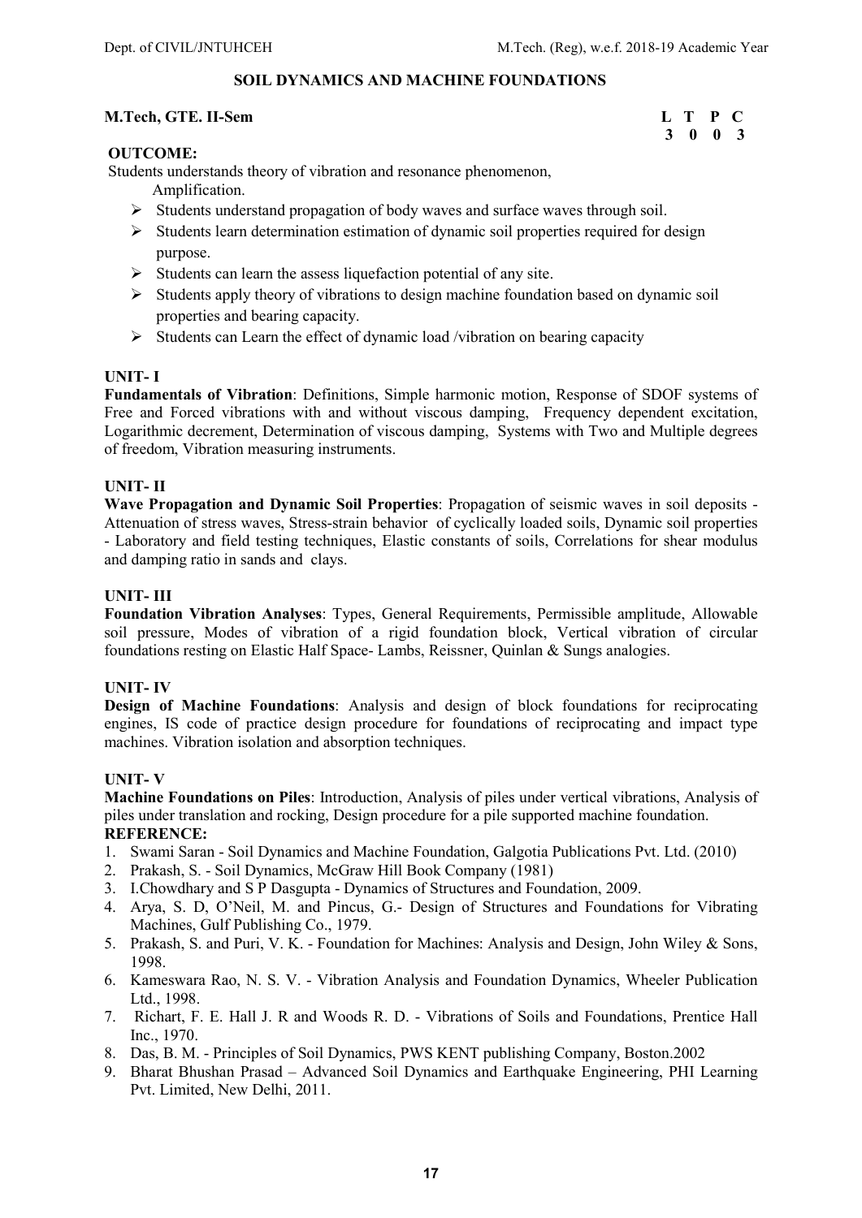## SOIL DYNAMICS AND MACHINE FOUNDATIONS

**M.Tech, GTE. II-Sem**

| L | T | P | C |
|---|---|---|---|
| 3 | 0 | 0 | 3 |

**OUTCOME:**

Students understands theory of vibration and resonance phenomenon, Amplification.

- Students understand propagation of body waves and surface waves through soil.
- Students learn determination estimation of dynamic soil properties required for design purpose.
- Students can learn the assess liquefaction potential of any site.
- Students apply theory of vibrations to design machine foundation based on dynamic soil properties and bearing capacity.
- Students can Learn the effect of dynamic load /vibration on bearing capacity

### UNIT- I

**Fundamentals of Vibration**: Definitions, Simple harmonic motion, Response of SDOF systems of Free and Forced vibrations with and without viscous damping, Frequency dependent excitation, Logarithmic decrement, Determination of viscous damping, Systems with Two and Multiple degrees of freedom, Vibration measuring instruments.

### UNIT- II

**Wave Propagation and Dynamic Soil Properties**: Propagation of seismic waves in soil deposits - Attenuation of stress waves, Stress-strain behavior of cyclically loaded soils, Dynamic soil properties - Laboratory and field testing techniques, Elastic constants of soils, Correlations for shear modulus and damping ratio in sands and clays.

### UNIT- III

**Foundation Vibration Analyses**: Types, General Requirements, Permissible amplitude, Allowable soil pressure, Modes of vibration of a rigid foundation block, Vertical vibration of circular foundations resting on Elastic Half Space- Lambs, Reissner, Quinlan & Sungs analogies.

### UNIT- IV

**Design of Machine Foundations**: Analysis and design of block foundations for reciprocating engines, IS code of practice design procedure for foundations of reciprocating and impact type machines. Vibration isolation and absorption techniques.

### UNIT- V

**Machine Foundations on Piles**: Introduction, Analysis of piles under vertical vibrations, Analysis of piles under translation and rocking, Design procedure for a pile supported machine foundation.

**REFERENCE:**

1. Swami Saran - Soil Dynamics and Machine Foundation, Galgotia Publications Pvt. Ltd. (2010)
2. Prakash, S. - Soil Dynamics, McGraw Hill Book Company (1981)
3. I.Chowdhary and S P Dasgupta - Dynamics of Structures and Foundation, 2009.
4. Arya, S. D, O'Neil, M. and Pincus, G.- Design of Structures and Foundations for Vibrating Machines, Gulf Publishing Co., 1979.
5. Prakash, S. and Puri, V. K. - Foundation for Machines: Analysis and Design, John Wiley & Sons, 1998.
6. Kameswara Rao, N. S. V. - Vibration Analysis and Foundation Dynamics, Wheeler Publication Ltd., 1998.
7. Richart, F. E. Hall J. R and Woods R. D. - Vibrations of Soils and Foundations, Prentice Hall Inc., 1970.
8. Das, B. M. - Principles of Soil Dynamics, PWS KENT publishing Company, Boston.2002
9. Bharat Bhushan Prasad – Advanced Soil Dynamics and Earthquake Engineering, PHI Learning Pvt. Limited, New Delhi, 2011.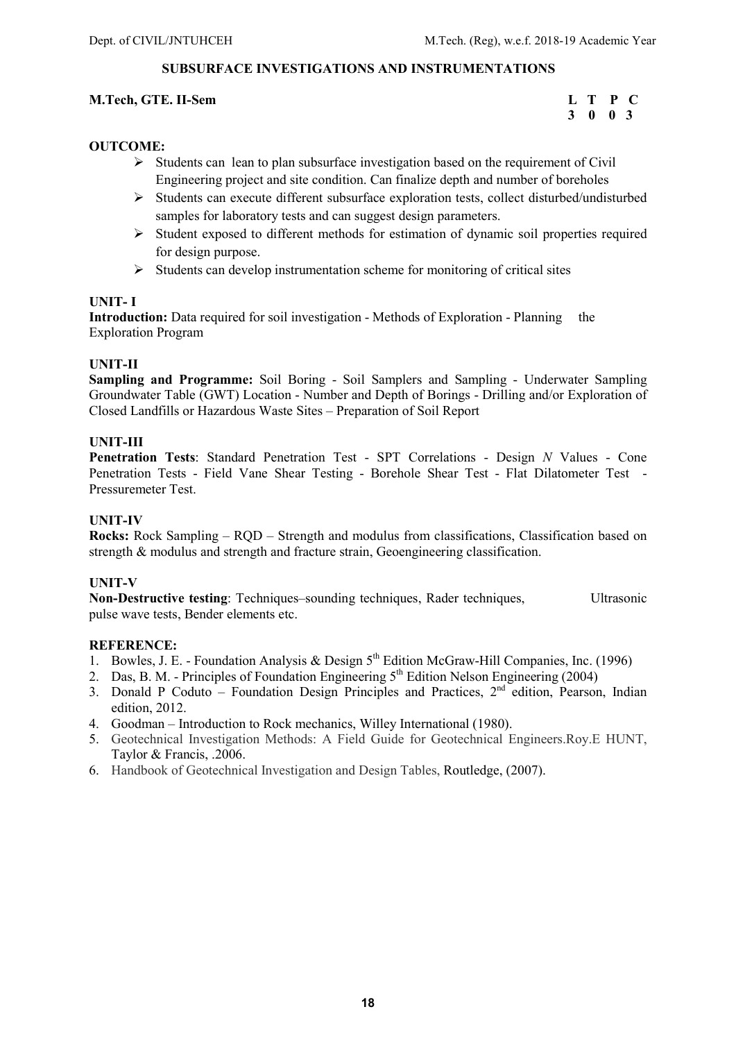## SUBSURFACE INVESTIGATIONS AND INSTRUMENTATIONS

**M.Tech, GTE. II-Sem**

| L | T | P | C |
|---|---|---|---|
| 3 | 0 | 0 | 3 |

**OUTCOME:**

- Students can lean to plan subsurface investigation based on the requirement of Civil Engineering project and site condition. Can finalize depth and number of boreholes
- Students can execute different subsurface exploration tests, collect disturbed/undisturbed samples for laboratory tests and can suggest design parameters.
- Student exposed to different methods for estimation of dynamic soil properties required for design purpose.
- Students can develop instrumentation scheme for monitoring of critical sites

**UNIT- I**

**Introduction:** Data required for soil investigation - Methods of Exploration - Planning the Exploration Program

**UNIT-II**

**Sampling and Programme:** Soil Boring - Soil Samplers and Sampling - Underwater Sampling Groundwater Table (GWT) Location - Number and Depth of Borings - Drilling and/or Exploration of Closed Landfills or Hazardous Waste Sites – Preparation of Soil Report

**UNIT-III**

**Penetration Tests**: Standard Penetration Test - SPT Correlations - Design *N* Values - Cone Penetration Tests - Field Vane Shear Testing - Borehole Shear Test - Flat Dilatometer Test - Pressuremeter Test.

**UNIT-IV**

**Rocks:** Rock Sampling – RQD – Strength and modulus from classifications, Classification based on strength & modulus and strength and fracture strain, Geoengineering classification.

**UNIT-V**

**Non-Destructive testing**: Techniques–sounding techniques, Rader techniques, Ultrasonic pulse wave tests, Bender elements etc.

**REFERENCE:**

1. Bowles, J. E. - Foundation Analysis & Design 5th Edition McGraw-Hill Companies, Inc. (1996)
2. Das, B. M. - Principles of Foundation Engineering 5th Edition Nelson Engineering (2004)
3. Donald P Coduto – Foundation Design Principles and Practices, 2nd edition, Pearson, Indian edition, 2012.
4. Goodman – Introduction to Rock mechanics, Willey International (1980).
5. Geotechnical Investigation Methods: A Field Guide for Geotechnical Engineers.Roy.E HUNT, Taylor & Francis, .2006.
6. Handbook of Geotechnical Investigation and Design Tables, Routledge, (2007).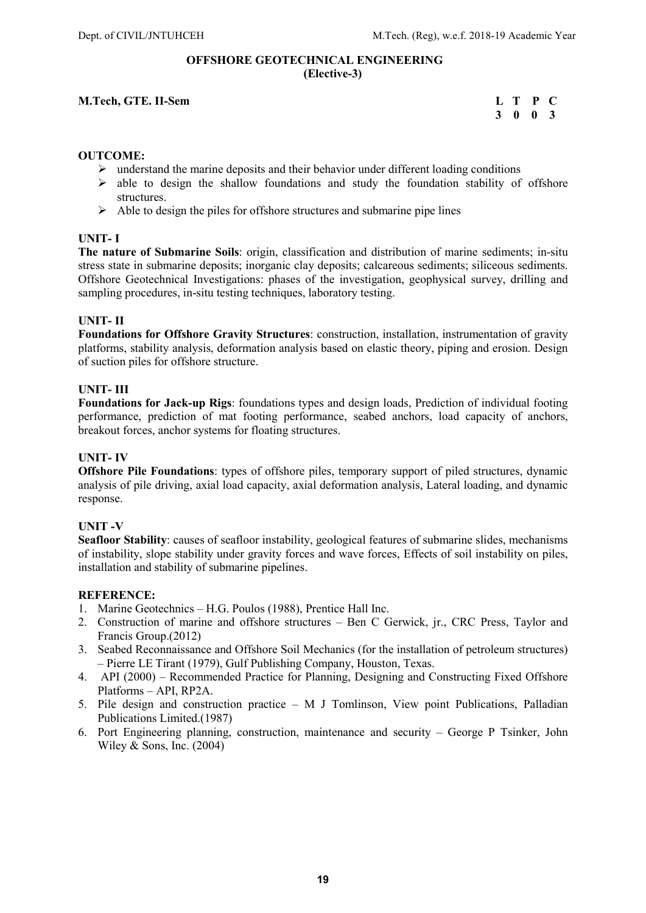## OFFSHORE GEOTECHNICAL ENGINEERING
**(Elective-3)**

**M.Tech, GTE. II-Sem**

| L | T | P | C |
|---|---|---|---|
| 3 | 0 | 0 | 3 |

**OUTCOME:**

- understand the marine deposits and their behavior under different loading conditions
- able to design the shallow foundations and study the foundation stability of offshore structures.
- Able to design the piles for offshore structures and submarine pipe lines

### UNIT- I

**The nature of Submarine Soils**: origin, classification and distribution of marine sediments; in-situ stress state in submarine deposits; inorganic clay deposits; calcareous sediments; siliceous sediments. Offshore Geotechnical Investigations: phases of the investigation, geophysical survey, drilling and sampling procedures, in-situ testing techniques, laboratory testing.

### UNIT- II

**Foundations for Offshore Gravity Structures**: construction, installation, instrumentation of gravity platforms, stability analysis, deformation analysis based on elastic theory, piping and erosion. Design of suction piles for offshore structure.

### UNIT- III

**Foundations for Jack-up Rigs**: foundations types and design loads, Prediction of individual footing performance, prediction of mat footing performance, seabed anchors, load capacity of anchors, breakout forces, anchor systems for floating structures.

### UNIT- IV

**Offshore Pile Foundations**: types of offshore piles, temporary support of piled structures, dynamic analysis of pile driving, axial load capacity, axial deformation analysis, Lateral loading, and dynamic response.

### UNIT -V

**Seafloor Stability**: causes of seafloor instability, geological features of submarine slides, mechanisms of instability, slope stability under gravity forces and wave forces, Effects of soil instability on piles, installation and stability of submarine pipelines.

**REFERENCE:**

1. Marine Geotechnics – H.G. Poulos (1988), Prentice Hall Inc.
2. Construction of marine and offshore structures – Ben C Gerwick, jr., CRC Press, Taylor and Francis Group.(2012)
3. Seabed Reconnaissance and Offshore Soil Mechanics (for the installation of petroleum structures) – Pierre LE Tirant (1979), Gulf Publishing Company, Houston, Texas.
4. API (2000) – Recommended Practice for Planning, Designing and Constructing Fixed Offshore Platforms – API, RP2A.
5. Pile design and construction practice – M J Tomlinson, View point Publications, Palladian Publications Limited.(1987)
6. Port Engineering planning, construction, maintenance and security – George P Tsinker, John Wiley & Sons, Inc. (2004)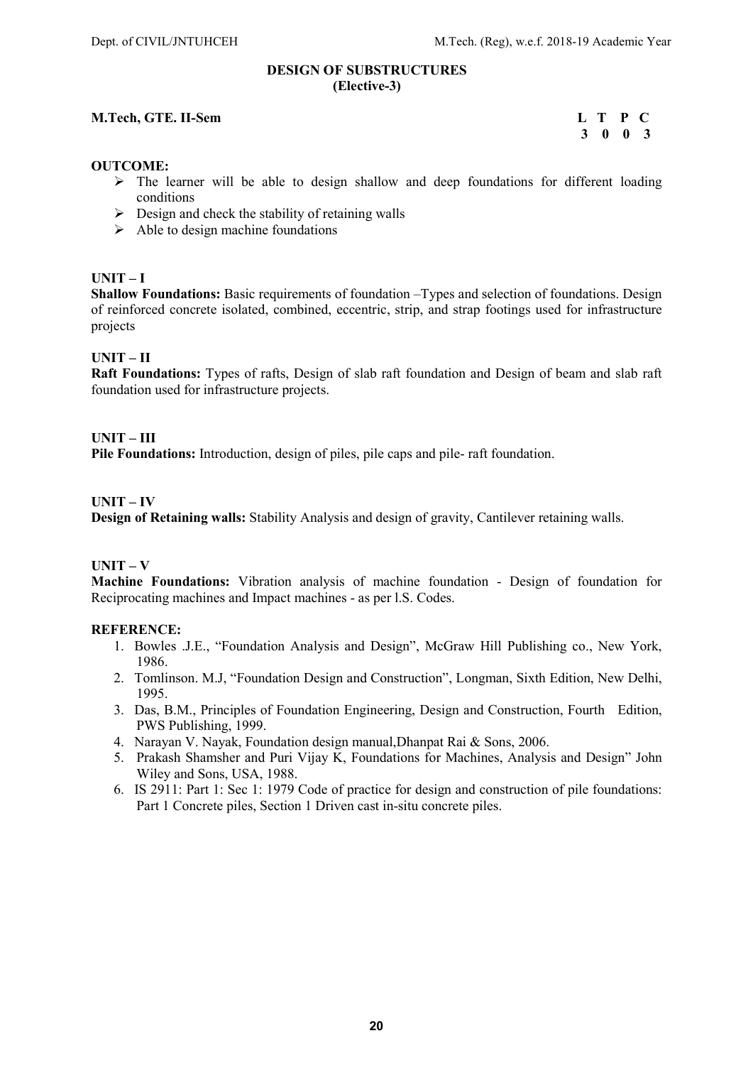# DESIGN OF SUBSTRUCTURES
**(Elective-3)**

**M.Tech, GTE. II-Sem**

| L | T | P | C |
|---|---|---|---|
| 3 | 0 | 0 | 3 |

**OUTCOME:**

- The learner will be able to design shallow and deep foundations for different loading conditions
- Design and check the stability of retaining walls
- Able to design machine foundations

**UNIT – I**

**Shallow Foundations:** Basic requirements of foundation –Types and selection of foundations. Design of reinforced concrete isolated, combined, eccentric, strip, and strap footings used for infrastructure projects

**UNIT – II**

**Raft Foundations:** Types of rafts, Design of slab raft foundation and Design of beam and slab raft foundation used for infrastructure projects.

**UNIT – III**

**Pile Foundations:** Introduction, design of piles, pile caps and pile- raft foundation.

**UNIT – IV**

**Design of Retaining walls:** Stability Analysis and design of gravity, Cantilever retaining walls.

**UNIT – V**

**Machine Foundations:** Vibration analysis of machine foundation - Design of foundation for Reciprocating machines and Impact machines - as per I.S. Codes.

**REFERENCE:**

1. Bowles .J.E., "Foundation Analysis and Design", McGraw Hill Publishing co., New York, 1986.
2. Tomlinson. M.J, "Foundation Design and Construction", Longman, Sixth Edition, New Delhi, 1995.
3. Das, B.M., Principles of Foundation Engineering, Design and Construction, Fourth Edition, PWS Publishing, 1999.
4. Narayan V. Nayak, Foundation design manual,Dhanpat Rai & Sons, 2006.
5. Prakash Shamsher and Puri Vijay K, Foundations for Machines, Analysis and Design" John Wiley and Sons, USA, 1988.
6. IS 2911: Part 1: Sec 1: 1979 Code of practice for design and construction of pile foundations: Part 1 Concrete piles, Section 1 Driven cast in-situ concrete piles.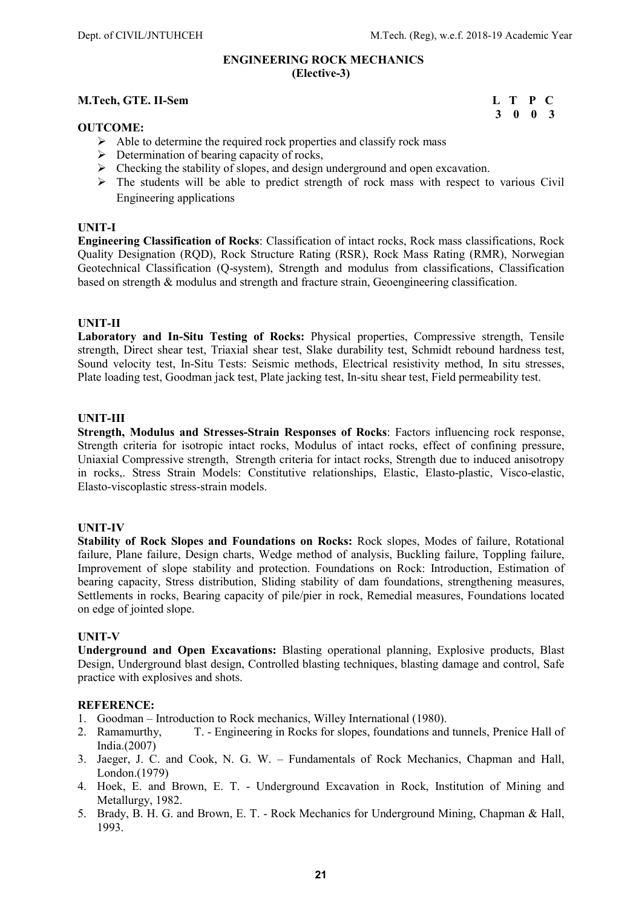# ENGINEERING ROCK MECHANICS
## (Elective-3)

**M.Tech, GTE. II-Sem**

| L | T | P | C |
|---|---|---|---|
| 3 | 0 | 0 | 3 |

**OUTCOME:**

- Able to determine the required rock properties and classify rock mass
- Determination of bearing capacity of rocks,
- Checking the stability of slopes, and design underground and open excavation.
- The students will be able to predict strength of rock mass with respect to various Civil Engineering applications

### UNIT-I

**Engineering Classification of Rocks**: Classification of intact rocks, Rock mass classifications, Rock Quality Designation (RQD), Rock Structure Rating (RSR), Rock Mass Rating (RMR), Norwegian Geotechnical Classification (Q-system), Strength and modulus from classifications, Classification based on strength & modulus and strength and fracture strain, Geoengineering classification.

### UNIT-II

**Laboratory and In-Situ Testing of Rocks:** Physical properties, Compressive strength, Tensile strength, Direct shear test, Triaxial shear test, Slake durability test, Schmidt rebound hardness test, Sound velocity test, In-Situ Tests: Seismic methods, Electrical resistivity method, In situ stresses, Plate loading test, Goodman jack test, Plate jacking test, In-situ shear test, Field permeability test.

### UNIT-III

**Strength, Modulus and Stresses-Strain Responses of Rocks**: Factors influencing rock response, Strength criteria for isotropic intact rocks, Modulus of intact rocks, effect of confining pressure, Uniaxial Compressive strength, Strength criteria for intact rocks, Strength due to induced anisotropy in rocks,. Stress Strain Models: Constitutive relationships, Elastic, Elasto-plastic, Visco-elastic, Elasto-viscoplastic stress-strain models.

### UNIT-IV

**Stability of Rock Slopes and Foundations on Rocks:** Rock slopes, Modes of failure, Rotational failure, Plane failure, Design charts, Wedge method of analysis, Buckling failure, Toppling failure, Improvement of slope stability and protection. Foundations on Rock: Introduction, Estimation of bearing capacity, Stress distribution, Sliding stability of dam foundations, strengthening measures, Settlements in rocks, Bearing capacity of pile/pier in rock, Remedial measures, Foundations located on edge of jointed slope.

### UNIT-V

**Underground and Open Excavations:** Blasting operational planning, Explosive products, Blast Design, Underground blast design, Controlled blasting techniques, blasting damage and control, Safe practice with explosives and shots.

**REFERENCE:**

1. Goodman – Introduction to Rock mechanics, Willey International (1980).
2. Ramamurthy, T. - Engineering in Rocks for slopes, foundations and tunnels, Prenice Hall of India.(2007)
3. Jaeger, J. C. and Cook, N. G. W. – Fundamentals of Rock Mechanics, Chapman and Hall, London.(1979)
4. Hoek, E. and Brown, E. T. - Underground Excavation in Rock, Institution of Mining and Metallurgy, 1982.
5. Brady, B. H. G. and Brown, E. T. - Rock Mechanics for Underground Mining, Chapman & Hall, 1993.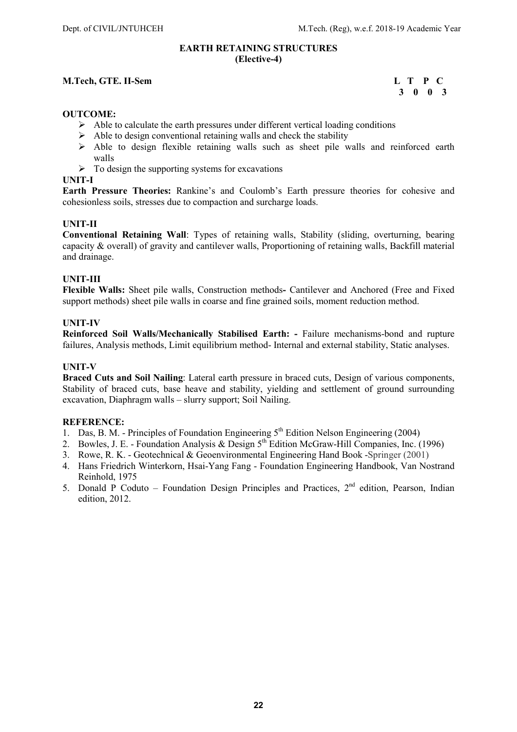# EARTH RETAINING STRUCTURES
## (Elective-4)

**M.Tech, GTE. II-Sem**

| L | T | P | C |
|---|---|---|---|
| 3 | 0 | 0 | 3 |

**OUTCOME:**

- Able to calculate the earth pressures under different vertical loading conditions
- Able to design conventional retaining walls and check the stability
- Able to design flexible retaining walls such as sheet pile walls and reinforced earth walls
- To design the supporting systems for excavations

**UNIT-I**

**Earth Pressure Theories:** Rankine's and Coulomb's Earth pressure theories for cohesive and cohesionless soils, stresses due to compaction and surcharge loads.

**UNIT-II**

**Conventional Retaining Wall**: Types of retaining walls, Stability (sliding, overturning, bearing capacity & overall) of gravity and cantilever walls, Proportioning of retaining walls, Backfill material and drainage.

**UNIT-III**

**Flexible Walls:** Sheet pile walls, Construction methods**-** Cantilever and Anchored (Free and Fixed support methods) sheet pile walls in coarse and fine grained soils, moment reduction method.

**UNIT-IV**

**Reinforced Soil Walls/Mechanically Stabilised Earth: -** Failure mechanisms-bond and rupture failures, Analysis methods, Limit equilibrium method- Internal and external stability, Static analyses.

**UNIT-V**

**Braced Cuts and Soil Nailing**: Lateral earth pressure in braced cuts, Design of various components, Stability of braced cuts, base heave and stability, yielding and settlement of ground surrounding excavation, Diaphragm walls – slurry support; Soil Nailing.

**REFERENCE:**

1. Das, B. M. - Principles of Foundation Engineering 5th Edition Nelson Engineering (2004)
2. Bowles, J. E. - Foundation Analysis & Design 5th Edition McGraw-Hill Companies, Inc. (1996)
3. Rowe, R. K. - Geotechnical & Geoenvironmental Engineering Hand Book -Springer (2001)
4. Hans Friedrich Winterkorn, Hsai-Yang Fang - Foundation Engineering Handbook, Van Nostrand Reinhold, 1975
5. Donald P Coduto – Foundation Design Principles and Practices, 2nd edition, Pearson, Indian edition, 2012.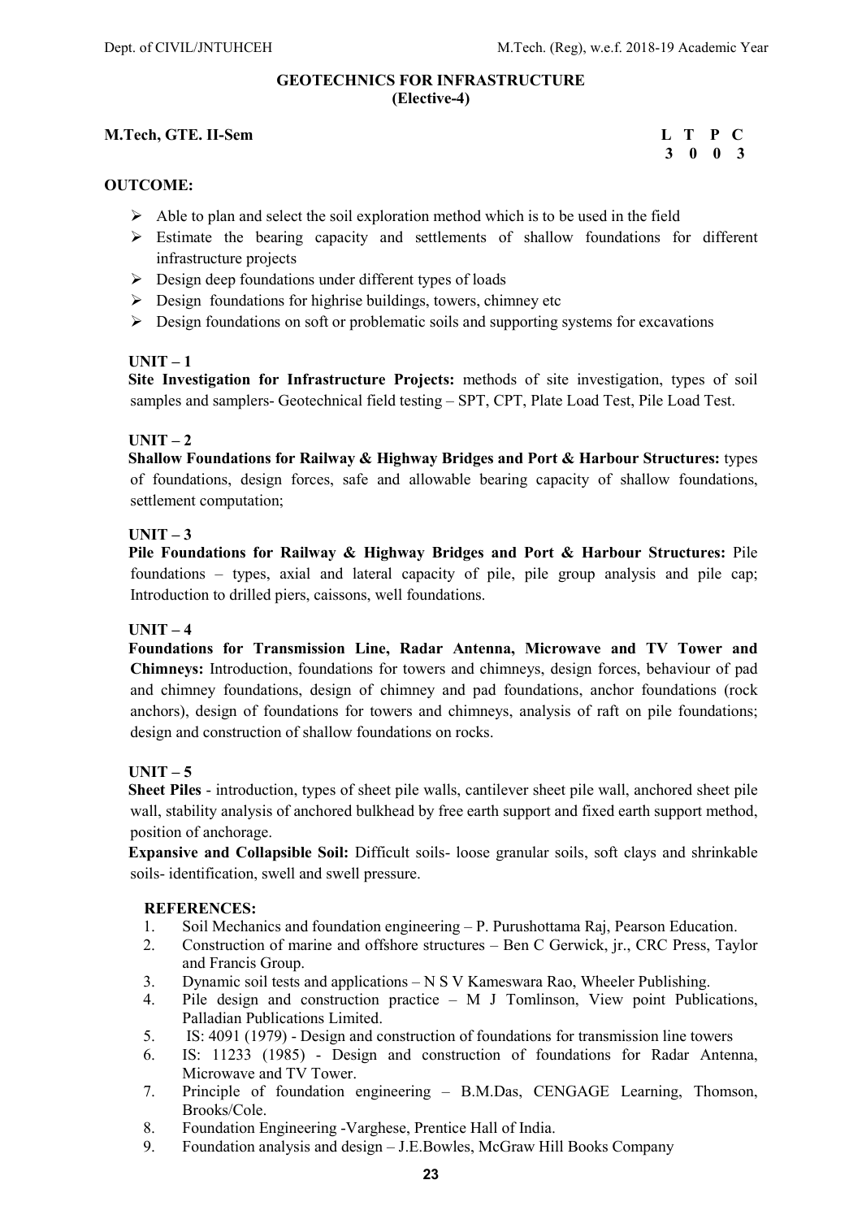## GEOTECHNICS FOR INFRASTRUCTURE
**(Elective-4)**

**M.Tech, GTE. II-Sem**

| L | T | P | C |
|---|---|---|---|
| 3 | 0 | 0 | 3 |

**OUTCOME:**

- Able to plan and select the soil exploration method which is to be used in the field
- Estimate the bearing capacity and settlements of shallow foundations for different infrastructure projects
- Design deep foundations under different types of loads
- Design foundations for highrise buildings, towers, chimney etc
- Design foundations on soft or problematic soils and supporting systems for excavations

**UNIT – 1**

**Site Investigation for Infrastructure Projects:** methods of site investigation, types of soil samples and samplers- Geotechnical field testing – SPT, CPT, Plate Load Test, Pile Load Test.

**UNIT – 2**

**Shallow Foundations for Railway & Highway Bridges and Port & Harbour Structures:** types of foundations, design forces, safe and allowable bearing capacity of shallow foundations, settlement computation;

**UNIT – 3**

**Pile Foundations for Railway & Highway Bridges and Port & Harbour Structures:** Pile foundations – types, axial and lateral capacity of pile, pile group analysis and pile cap; Introduction to drilled piers, caissons, well foundations.

**UNIT – 4**

**Foundations for Transmission Line, Radar Antenna, Microwave and TV Tower and Chimneys:** Introduction, foundations for towers and chimneys, design forces, behaviour of pad and chimney foundations, design of chimney and pad foundations, anchor foundations (rock anchors), design of foundations for towers and chimneys, analysis of raft on pile foundations; design and construction of shallow foundations on rocks.

**UNIT – 5**

**Sheet Piles** - introduction, types of sheet pile walls, cantilever sheet pile wall, anchored sheet pile wall, stability analysis of anchored bulkhead by free earth support and fixed earth support method, position of anchorage.

**Expansive and Collapsible Soil:** Difficult soils- loose granular soils, soft clays and shrinkable soils- identification, swell and swell pressure.

**REFERENCES:**

1. Soil Mechanics and foundation engineering – P. Purushottama Raj, Pearson Education.
2. Construction of marine and offshore structures – Ben C Gerwick, jr., CRC Press, Taylor and Francis Group.
3. Dynamic soil tests and applications – N S V Kameswara Rao, Wheeler Publishing.
4. Pile design and construction practice – M J Tomlinson, View point Publications, Palladian Publications Limited.
5. IS: 4091 (1979) - Design and construction of foundations for transmission line towers
6. IS: 11233 (1985) - Design and construction of foundations for Radar Antenna, Microwave and TV Tower.
7. Principle of foundation engineering – B.M.Das, CENGAGE Learning, Thomson, Brooks/Cole.
8. Foundation Engineering -Varghese, Prentice Hall of India.
9. Foundation analysis and design – J.E.Bowles, McGraw Hill Books Company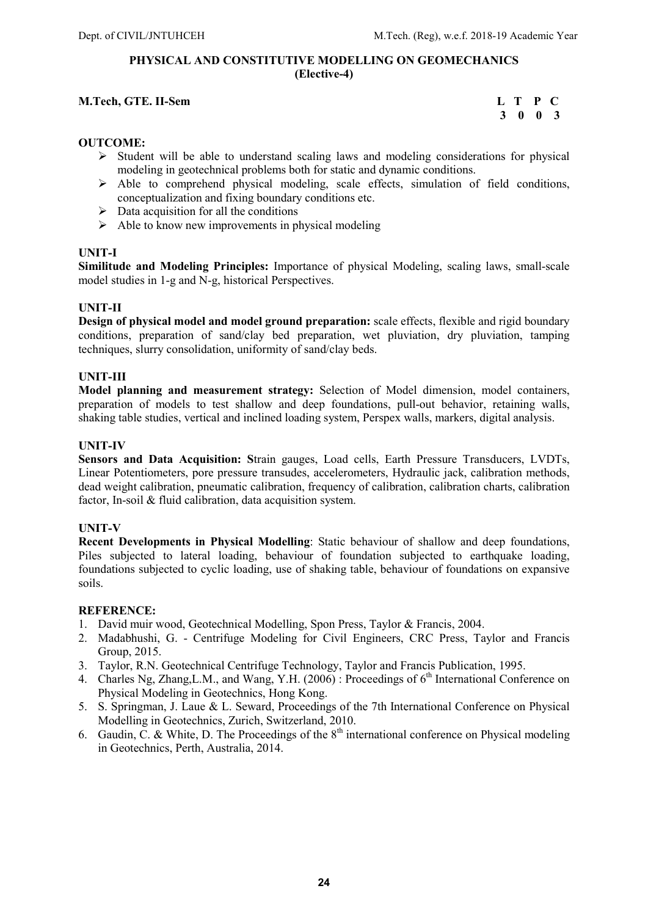## PHYSICAL AND CONSTITUTIVE MODELLING ON GEOMECHANICS
**(Elective-4)**

**M.Tech, GTE. II-Sem**

| L | T | P | C |
|---|---|---|---|
| 3 | 0 | 0 | 3 |

**OUTCOME:**

- Student will be able to understand scaling laws and modeling considerations for physical modeling in geotechnical problems both for static and dynamic conditions.
- Able to comprehend physical modeling, scale effects, simulation of field conditions, conceptualization and fixing boundary conditions etc.
- Data acquisition for all the conditions
- Able to know new improvements in physical modeling

**UNIT-I**

**Similitude and Modeling Principles:** Importance of physical Modeling, scaling laws, small-scale model studies in 1-g and N-g, historical Perspectives.

**UNIT-II**

**Design of physical model and model ground preparation:** scale effects, flexible and rigid boundary conditions, preparation of sand/clay bed preparation, wet pluviation, dry pluviation, tamping techniques, slurry consolidation, uniformity of sand/clay beds.

**UNIT-III**

**Model planning and measurement strategy:** Selection of Model dimension, model containers, preparation of models to test shallow and deep foundations, pull-out behavior, retaining walls, shaking table studies, vertical and inclined loading system, Perspex walls, markers, digital analysis.

**UNIT-IV**

**Sensors and Data Acquisition: S**train gauges, Load cells, Earth Pressure Transducers, LVDTs, Linear Potentiometers, pore pressure transudes, accelerometers, Hydraulic jack, calibration methods, dead weight calibration, pneumatic calibration, frequency of calibration, calibration charts, calibration factor, In-soil & fluid calibration, data acquisition system.

**UNIT-V**

**Recent Developments in Physical Modelling**: Static behaviour of shallow and deep foundations, Piles subjected to lateral loading, behaviour of foundation subjected to earthquake loading, foundations subjected to cyclic loading, use of shaking table, behaviour of foundations on expansive soils.

**REFERENCE:**

1. David muir wood, Geotechnical Modelling, Spon Press, Taylor & Francis, 2004.
2. Madabhushi, G. - Centrifuge Modeling for Civil Engineers, CRC Press, Taylor and Francis Group, 2015.
3. Taylor, R.N. Geotechnical Centrifuge Technology, Taylor and Francis Publication, 1995.
4. Charles Ng, Zhang,L.M., and Wang, Y.H. (2006) : Proceedings of 6th International Conference on Physical Modeling in Geotechnics, Hong Kong.
5. S. Springman, J. Laue & L. Seward, Proceedings of the 7th International Conference on Physical Modelling in Geotechnics, Zurich, Switzerland, 2010.
6. Gaudin, C. & White, D. The Proceedings of the 8th international conference on Physical modeling in Geotechnics, Perth, Australia, 2014.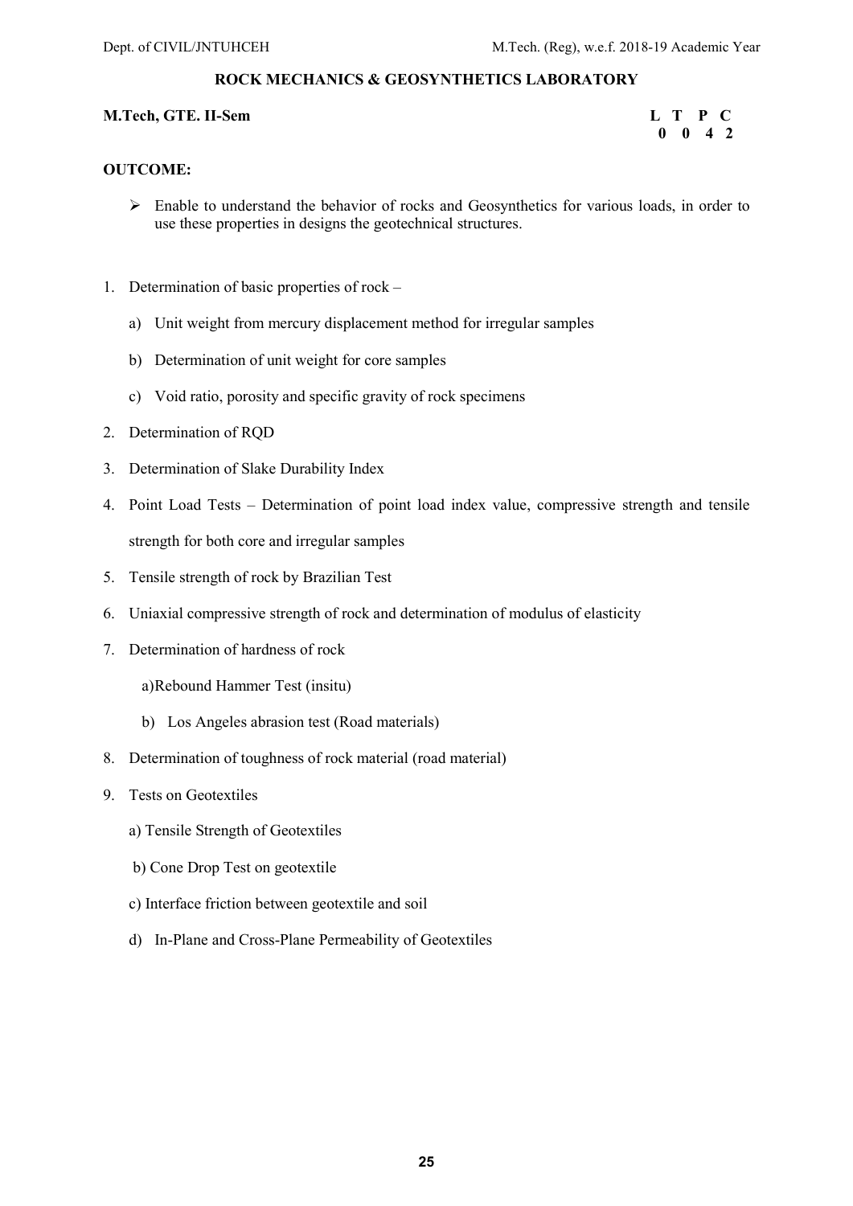## ROCK MECHANICS & GEOSYNTHETICS LABORATORY

**M.Tech, GTE. II-Sem**

| L | T | P | C |
|---|---|---|---|
| 0 | 0 | 4 | 2 |

**OUTCOME:**

- Enable to understand the behavior of rocks and Geosynthetics for various loads, in order to use these properties in designs the geotechnical structures.

1. Determination of basic properties of rock –
   a) Unit weight from mercury displacement method for irregular samples
   b) Determination of unit weight for core samples
   c) Void ratio, porosity and specific gravity of rock specimens
2. Determination of RQD
3. Determination of Slake Durability Index
4. Point Load Tests – Determination of point load index value, compressive strength and tensile strength for both core and irregular samples
5. Tensile strength of rock by Brazilian Test
6. Uniaxial compressive strength of rock and determination of modulus of elasticity
7. Determination of hardness of rock
   a) Rebound Hammer Test (insitu)
   b) Los Angeles abrasion test (Road materials)
8. Determination of toughness of rock material (road material)
9. Tests on Geotextiles
   a) Tensile Strength of Geotextiles
   b) Cone Drop Test on geotextile
   c) Interface friction between geotextile and soil
   d) In-Plane and Cross-Plane Permeability of Geotextiles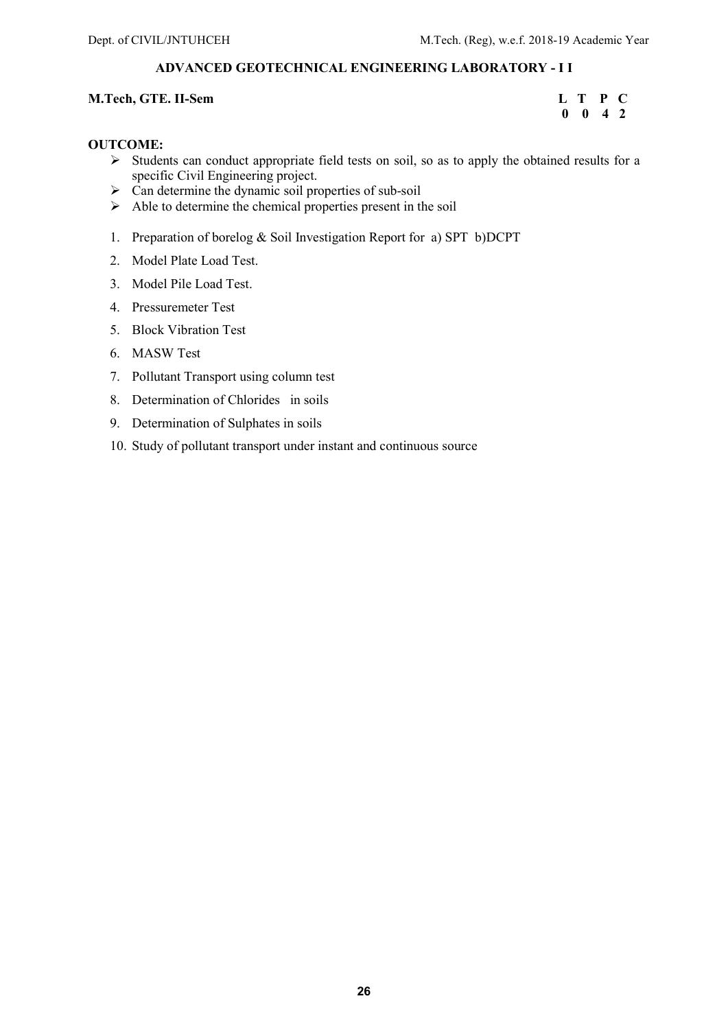## ADVANCED GEOTECHNICAL ENGINEERING LABORATORY - I I

**M.Tech, GTE. II-Sem**

| L | T | P | C |
|---|---|---|---|
| 0 | 0 | 4 | 2 |

**OUTCOME:**

- Students can conduct appropriate field tests on soil, so as to apply the obtained results for a specific Civil Engineering project.
- Can determine the dynamic soil properties of sub-soil
- Able to determine the chemical properties present in the soil

1. Preparation of borelog & Soil Investigation Report for a) SPT b)DCPT
2. Model Plate Load Test.
3. Model Pile Load Test.
4. Pressuremeter Test
5. Block Vibration Test
6. MASW Test
7. Pollutant Transport using column test
8. Determination of Chlorides in soils
9. Determination of Sulphates in soils
10. Study of pollutant transport under instant and continuous source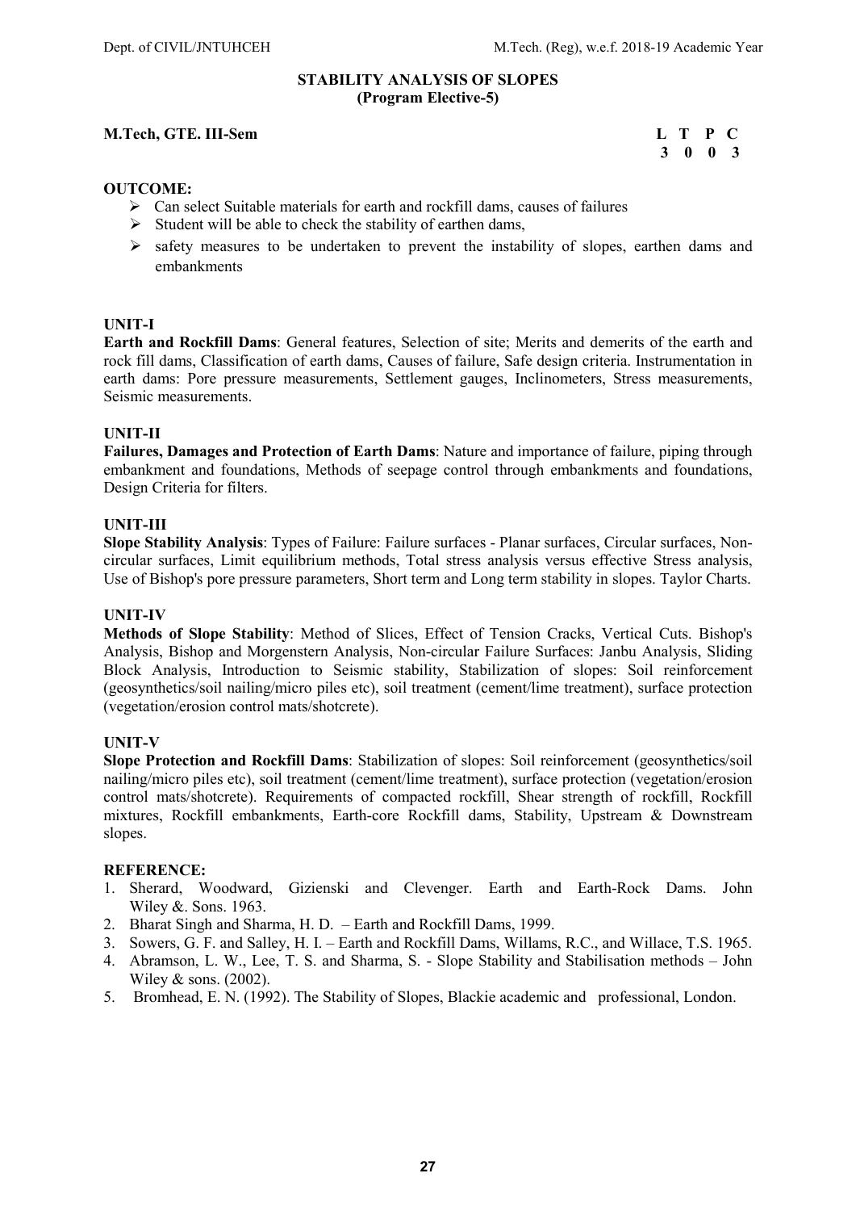## STABILITY ANALYSIS OF SLOPES
**(Program Elective-5)**

**M.Tech, GTE. III-Sem**

| L | T | P | C |
|---|---|---|---|
| 3 | 0 | 0 | 3 |

**OUTCOME:**

- Can select Suitable materials for earth and rockfill dams, causes of failures
- Student will be able to check the stability of earthen dams,
- safety measures to be undertaken to prevent the instability of slopes, earthen dams and embankments

**UNIT-I**

**Earth and Rockfill Dams**: General features, Selection of site; Merits and demerits of the earth and rock fill dams, Classification of earth dams, Causes of failure, Safe design criteria. Instrumentation in earth dams: Pore pressure measurements, Settlement gauges, Inclinometers, Stress measurements, Seismic measurements.

**UNIT-II**

**Failures, Damages and Protection of Earth Dams**: Nature and importance of failure, piping through embankment and foundations, Methods of seepage control through embankments and foundations, Design Criteria for filters.

**UNIT-III**

**Slope Stability Analysis**: Types of Failure: Failure surfaces - Planar surfaces, Circular surfaces, Non-circular surfaces, Limit equilibrium methods, Total stress analysis versus effective Stress analysis, Use of Bishop's pore pressure parameters, Short term and Long term stability in slopes. Taylor Charts.

**UNIT-IV**

**Methods of Slope Stability**: Method of Slices, Effect of Tension Cracks, Vertical Cuts. Bishop's Analysis, Bishop and Morgenstern Analysis, Non-circular Failure Surfaces: Janbu Analysis, Sliding Block Analysis, Introduction to Seismic stability, Stabilization of slopes: Soil reinforcement (geosynthetics/soil nailing/micro piles etc), soil treatment (cement/lime treatment), surface protection (vegetation/erosion control mats/shotcrete).

**UNIT-V**

**Slope Protection and Rockfill Dams**: Stabilization of slopes: Soil reinforcement (geosynthetics/soil nailing/micro piles etc), soil treatment (cement/lime treatment), surface protection (vegetation/erosion control mats/shotcrete). Requirements of compacted rockfill, Shear strength of rockfill, Rockfill mixtures, Rockfill embankments, Earth-core Rockfill dams, Stability, Upstream & Downstream slopes.

**REFERENCE:**

1. Sherard, Woodward, Gizienski and Clevenger. Earth and Earth-Rock Dams. John Wiley &. Sons. 1963.
2. Bharat Singh and Sharma, H. D. – Earth and Rockfill Dams, 1999.
3. Sowers, G. F. and Salley, H. I. – Earth and Rockfill Dams, Willams, R.C., and Willace, T.S. 1965.
4. Abramson, L. W., Lee, T. S. and Sharma, S. - Slope Stability and Stabilisation methods – John Wiley & sons. (2002).
5. Bromhead, E. N. (1992). The Stability of Slopes, Blackie academic and professional, London.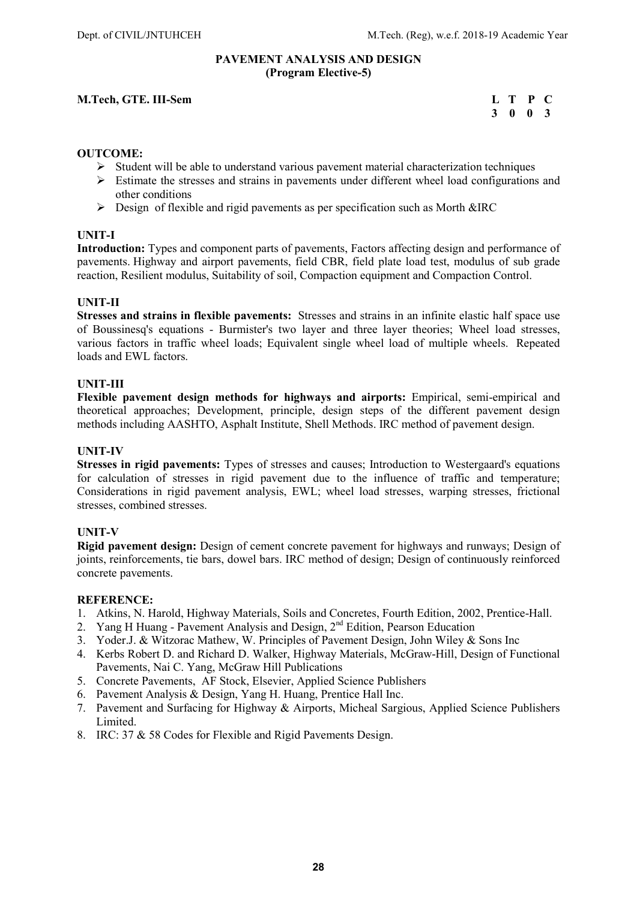## PAVEMENT ANALYSIS AND DESIGN
**(Program Elective-5)**

**M.Tech, GTE. III-Sem**

| L | T | P | C |
|---|---|---|---|
| 3 | 0 | 0 | 3 |

**OUTCOME:**

- Student will be able to understand various pavement material characterization techniques
- Estimate the stresses and strains in pavements under different wheel load configurations and other conditions
- Design of flexible and rigid pavements as per specification such as Morth &IRC

### UNIT-I

**Introduction:** Types and component parts of pavements, Factors affecting design and performance of pavements. Highway and airport pavements, field CBR, field plate load test, modulus of sub grade reaction, Resilient modulus, Suitability of soil, Compaction equipment and Compaction Control.

### UNIT-II

**Stresses and strains in flexible pavements:** Stresses and strains in an infinite elastic half space use of Boussinesq's equations - Burmister's two layer and three layer theories; Wheel load stresses, various factors in traffic wheel loads; Equivalent single wheel load of multiple wheels. Repeated loads and EWL factors.

### UNIT-III

**Flexible pavement design methods for highways and airports:** Empirical, semi-empirical and theoretical approaches; Development, principle, design steps of the different pavement design methods including AASHTO, Asphalt Institute, Shell Methods. IRC method of pavement design.

### UNIT-IV

**Stresses in rigid pavements:** Types of stresses and causes; Introduction to Westergaard's equations for calculation of stresses in rigid pavement due to the influence of traffic and temperature; Considerations in rigid pavement analysis, EWL; wheel load stresses, warping stresses, frictional stresses, combined stresses.

### UNIT-V

**Rigid pavement design:** Design of cement concrete pavement for highways and runways; Design of joints, reinforcements, tie bars, dowel bars. IRC method of design; Design of continuously reinforced concrete pavements.

**REFERENCE:**

1. Atkins, N. Harold, Highway Materials, Soils and Concretes, Fourth Edition, 2002, Prentice-Hall.
2. Yang H Huang - Pavement Analysis and Design, 2nd Edition, Pearson Education
3. Yoder.J. & Witzorac Mathew, W. Principles of Pavement Design, John Wiley & Sons Inc
4. Kerbs Robert D. and Richard D. Walker, Highway Materials, McGraw-Hill, Design of Functional Pavements, Nai C. Yang, McGraw Hill Publications
5. Concrete Pavements, AF Stock, Elsevier, Applied Science Publishers
6. Pavement Analysis & Design, Yang H. Huang, Prentice Hall Inc.
7. Pavement and Surfacing for Highway & Airports, Micheal Sargious, Applied Science Publishers Limited.
8. IRC: 37 & 58 Codes for Flexible and Rigid Pavements Design.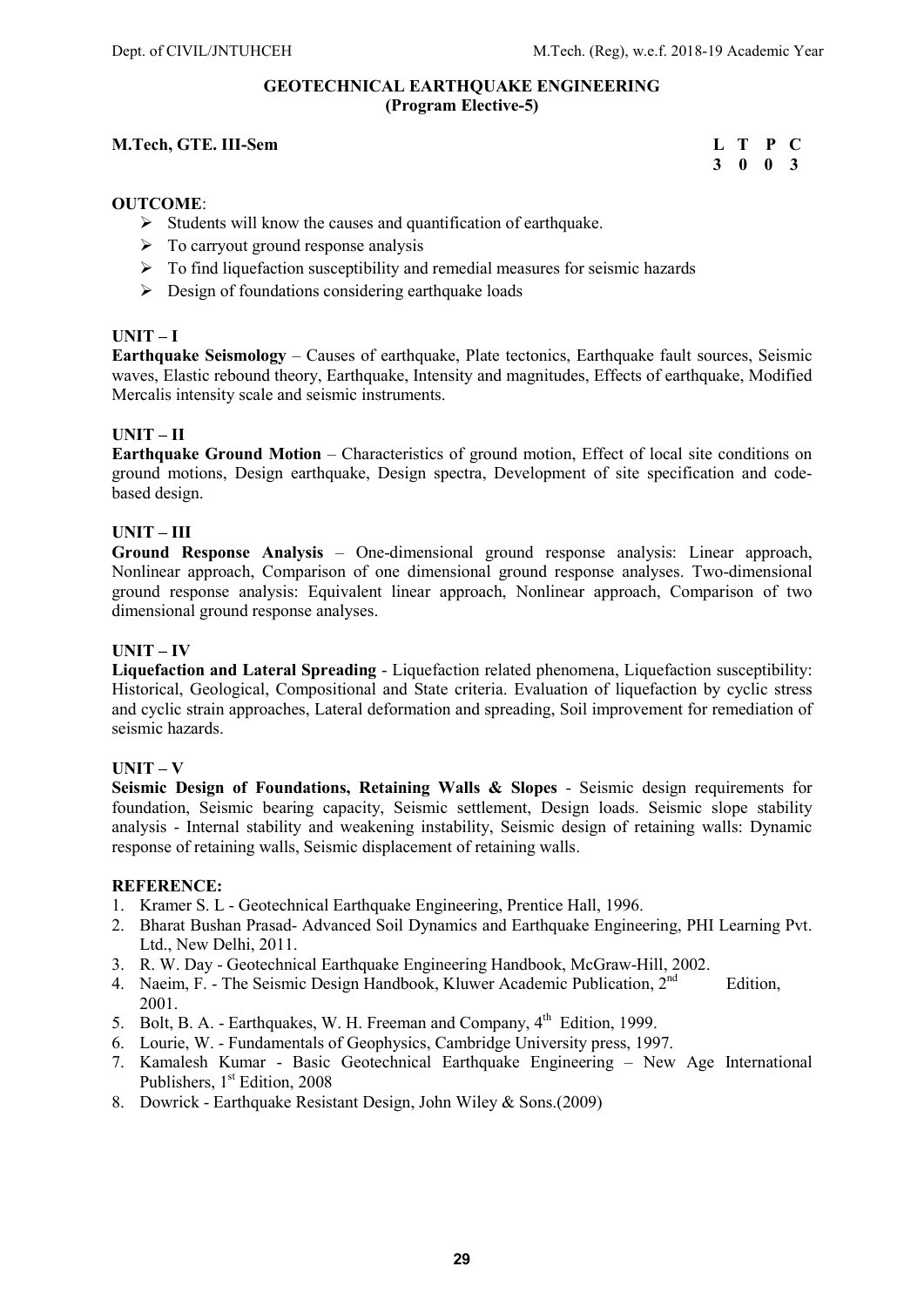## GEOTECHNICAL EARTHQUAKE ENGINEERING
**(Program Elective-5)**

**M.Tech, GTE. III-Sem**

| L | T | P | C |
|---|---|---|---|
| 3 | 0 | 0 | 3 |

**OUTCOME**:

- Students will know the causes and quantification of earthquake.
- To carryout ground response analysis
- To find liquefaction susceptibility and remedial measures for seismic hazards
- Design of foundations considering earthquake loads

### UNIT – I

**Earthquake Seismology** – Causes of earthquake, Plate tectonics, Earthquake fault sources, Seismic waves, Elastic rebound theory, Earthquake, Intensity and magnitudes, Effects of earthquake, Modified Mercalis intensity scale and seismic instruments.

### UNIT – II

**Earthquake Ground Motion** – Characteristics of ground motion, Effect of local site conditions on ground motions, Design earthquake, Design spectra, Development of site specification and code-based design.

### UNIT – III

**Ground Response Analysis** – One-dimensional ground response analysis: Linear approach, Nonlinear approach, Comparison of one dimensional ground response analyses. Two-dimensional ground response analysis: Equivalent linear approach, Nonlinear approach, Comparison of two dimensional ground response analyses.

### UNIT – IV

**Liquefaction and Lateral Spreading** - Liquefaction related phenomena, Liquefaction susceptibility: Historical, Geological, Compositional and State criteria. Evaluation of liquefaction by cyclic stress and cyclic strain approaches, Lateral deformation and spreading, Soil improvement for remediation of seismic hazards.

### UNIT – V

**Seismic Design of Foundations, Retaining Walls & Slopes** - Seismic design requirements for foundation, Seismic bearing capacity, Seismic settlement, Design loads. Seismic slope stability analysis - Internal stability and weakening instability, Seismic design of retaining walls: Dynamic response of retaining walls, Seismic displacement of retaining walls.

**REFERENCE:**

1. Kramer S. L - Geotechnical Earthquake Engineering, Prentice Hall, 1996.
2. Bharat Bushan Prasad- Advanced Soil Dynamics and Earthquake Engineering, PHI Learning Pvt. Ltd., New Delhi, 2011.
3. R. W. Day - Geotechnical Earthquake Engineering Handbook, McGraw-Hill, 2002.
4. Naeim, F. - The Seismic Design Handbook, Kluwer Academic Publication, 2nd Edition, 2001.
5. Bolt, B. A. - Earthquakes, W. H. Freeman and Company, 4th Edition, 1999.
6. Lourie, W. - Fundamentals of Geophysics, Cambridge University press, 1997.
7. Kamalesh Kumar - Basic Geotechnical Earthquake Engineering – New Age International Publishers, 1st Edition, 2008
8. Dowrick - Earthquake Resistant Design, John Wiley & Sons.(2009)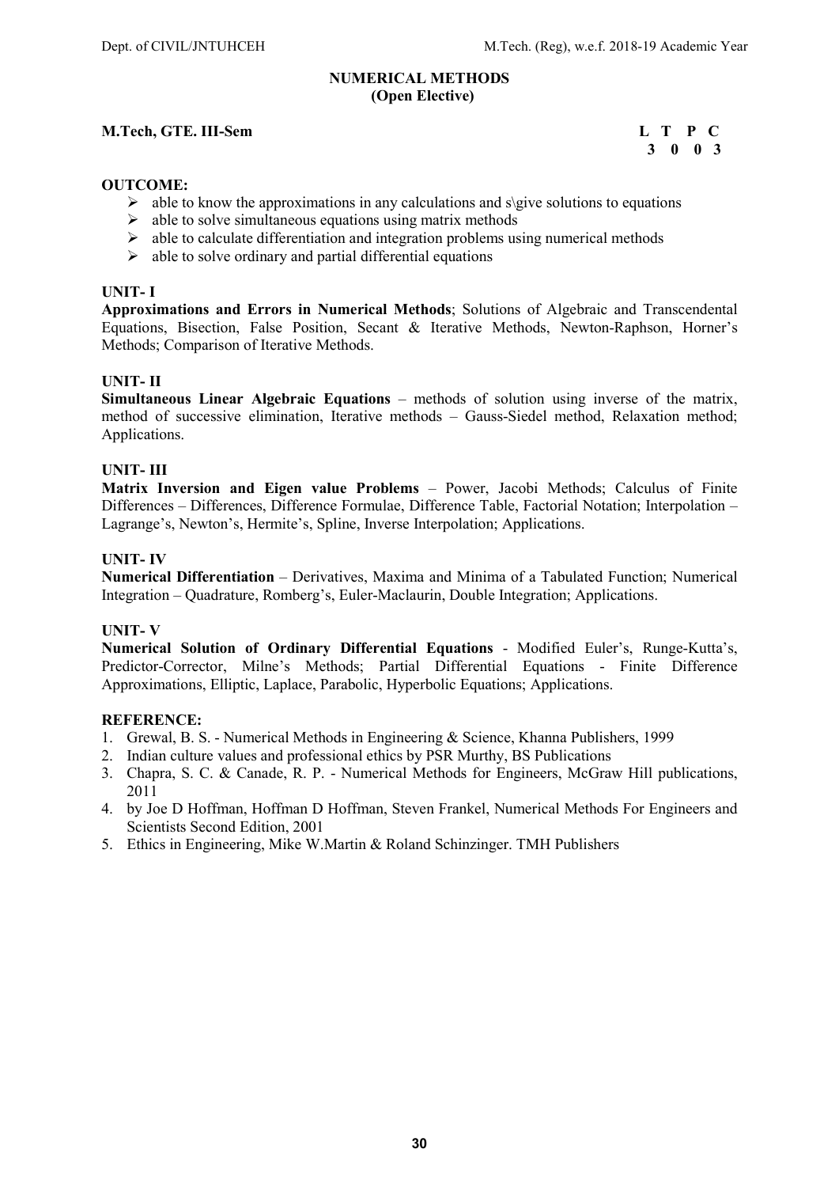## NUMERICAL METHODS
### (Open Elective)

**M.Tech, GTE. III-Sem**

| L | T | P | C |
|---|---|---|---|
| 3 | 0 | 0 | 3 |

**OUTCOME:**

- able to know the approximations in any calculations and s\give solutions to equations
- able to solve simultaneous equations using matrix methods
- able to calculate differentiation and integration problems using numerical methods
- able to solve ordinary and partial differential equations

**UNIT- I**

**Approximations and Errors in Numerical Methods**; Solutions of Algebraic and Transcendental Equations, Bisection, False Position, Secant & Iterative Methods, Newton-Raphson, Horner's Methods; Comparison of Iterative Methods.

**UNIT- II**

**Simultaneous Linear Algebraic Equations** – methods of solution using inverse of the matrix, method of successive elimination, Iterative methods – Gauss-Siedel method, Relaxation method; Applications.

**UNIT- III**

**Matrix Inversion and Eigen value Problems** – Power, Jacobi Methods; Calculus of Finite Differences – Differences, Difference Formulae, Difference Table, Factorial Notation; Interpolation – Lagrange's, Newton's, Hermite's, Spline, Inverse Interpolation; Applications.

**UNIT- IV**

**Numerical Differentiation** – Derivatives, Maxima and Minima of a Tabulated Function; Numerical Integration – Quadrature, Romberg's, Euler-Maclaurin, Double Integration; Applications.

**UNIT- V**

**Numerical Solution of Ordinary Differential Equations** - Modified Euler's, Runge-Kutta's, Predictor-Corrector, Milne's Methods; Partial Differential Equations - Finite Difference Approximations, Elliptic, Laplace, Parabolic, Hyperbolic Equations; Applications.

**REFERENCE:**

1. Grewal, B. S. - Numerical Methods in Engineering & Science, Khanna Publishers, 1999
2. Indian culture values and professional ethics by PSR Murthy, BS Publications
3. Chapra, S. C. & Canade, R. P. - Numerical Methods for Engineers, McGraw Hill publications, 2011
4. by Joe D Hoffman, Hoffman D Hoffman, Steven Frankel, Numerical Methods For Engineers and Scientists Second Edition, 2001
5. Ethics in Engineering, Mike W.Martin & Roland Schinzinger. TMH Publishers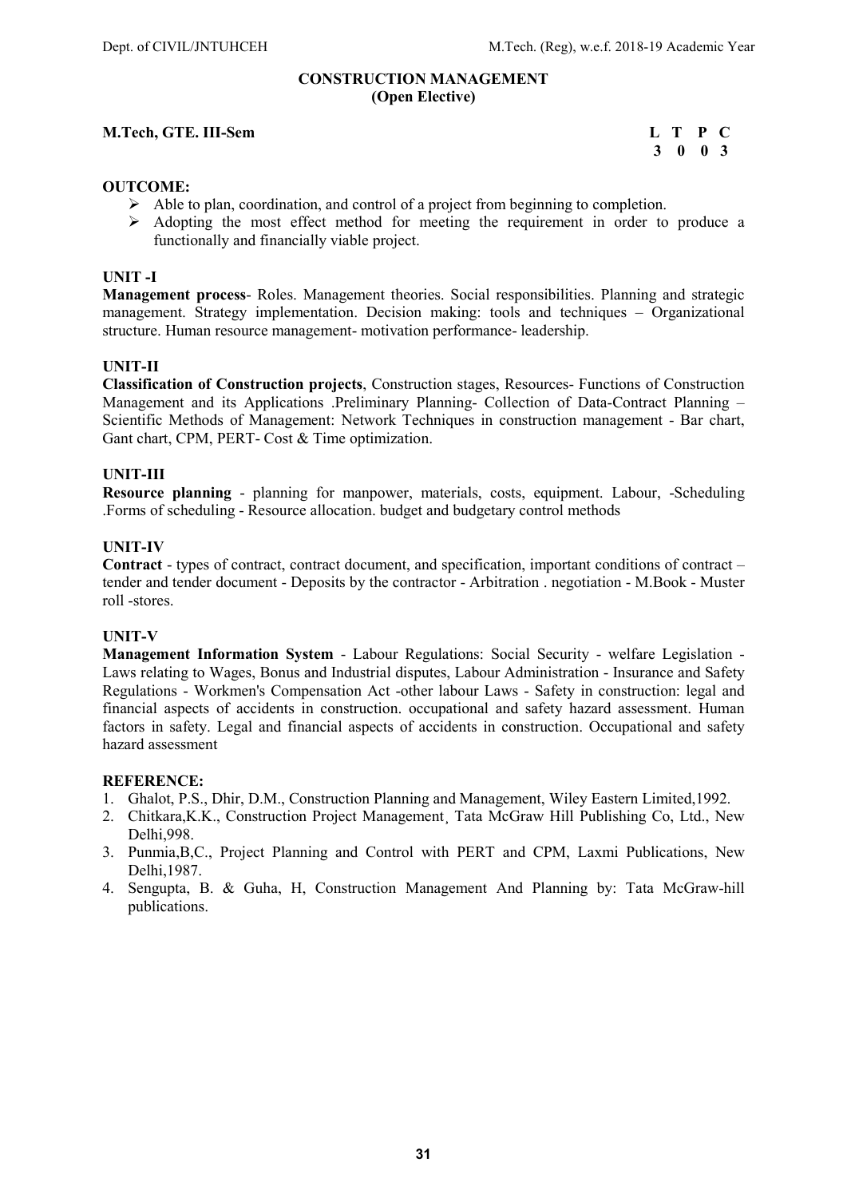## CONSTRUCTION MANAGEMENT
### (Open Elective)

**M.Tech, GTE. III-Sem**

| L | T | P | C |
|---|---|---|---|
| 3 | 0 | 0 | 3 |

**OUTCOME:**

- Able to plan, coordination, and control of a project from beginning to completion.
- Adopting the most effect method for meeting the requirement in order to produce a functionally and financially viable project.

**UNIT -I**

**Management process**- Roles. Management theories. Social responsibilities. Planning and strategic management. Strategy implementation. Decision making: tools and techniques – Organizational structure. Human resource management- motivation performance- leadership.

**UNIT-II**

**Classification of Construction projects**, Construction stages, Resources- Functions of Construction Management and its Applications .Preliminary Planning- Collection of Data-Contract Planning – Scientific Methods of Management: Network Techniques in construction management - Bar chart, Gant chart, CPM, PERT- Cost & Time optimization.

**UNIT-III**

**Resource planning** - planning for manpower, materials, costs, equipment. Labour, -Scheduling .Forms of scheduling - Resource allocation. budget and budgetary control methods

**UNIT-IV**

**Contract** - types of contract, contract document, and specification, important conditions of contract – tender and tender document - Deposits by the contractor - Arbitration . negotiation - M.Book - Muster roll -stores.

**UNIT-V**

**Management Information System** - Labour Regulations: Social Security - welfare Legislation - Laws relating to Wages, Bonus and Industrial disputes, Labour Administration - Insurance and Safety Regulations - Workmen's Compensation Act -other labour Laws - Safety in construction: legal and financial aspects of accidents in construction. occupational and safety hazard assessment. Human factors in safety. Legal and financial aspects of accidents in construction. Occupational and safety hazard assessment

**REFERENCE:**

1. Ghalot, P.S., Dhir, D.M., Construction Planning and Management, Wiley Eastern Limited,1992.
2. Chitkara,K.K., Construction Project Management¸ Tata McGraw Hill Publishing Co, Ltd., New Delhi,998.
3. Punmia,B,C., Project Planning and Control with PERT and CPM, Laxmi Publications, New Delhi,1987.
4. Sengupta, B. & Guha, H, Construction Management And Planning by: Tata McGraw-hill publications.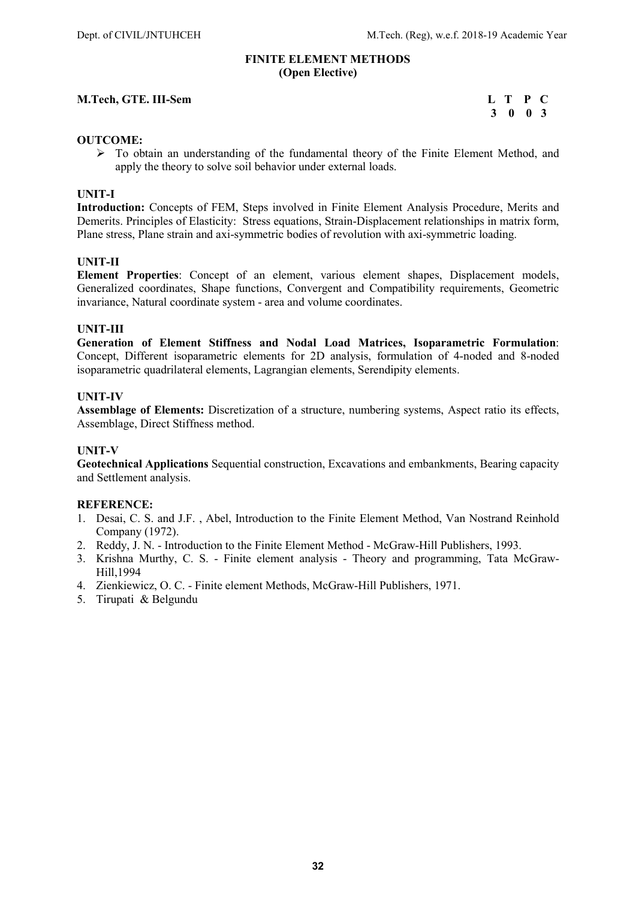## FINITE ELEMENT METHODS
### (Open Elective)

**M.Tech, GTE. III-Sem**

| L | T | P | C |
|---|---|---|---|
| 3 | 0 | 0 | 3 |

**OUTCOME:**

- To obtain an understanding of the fundamental theory of the Finite Element Method, and apply the theory to solve soil behavior under external loads.

**UNIT-I**

**Introduction:** Concepts of FEM, Steps involved in Finite Element Analysis Procedure, Merits and Demerits. Principles of Elasticity: Stress equations, Strain-Displacement relationships in matrix form, Plane stress, Plane strain and axi-symmetric bodies of revolution with axi-symmetric loading.

**UNIT-II**

**Element Properties**: Concept of an element, various element shapes, Displacement models, Generalized coordinates, Shape functions, Convergent and Compatibility requirements, Geometric invariance, Natural coordinate system - area and volume coordinates.

**UNIT-III**

**Generation of Element Stiffness and Nodal Load Matrices, Isoparametric Formulation**: Concept, Different isoparametric elements for 2D analysis, formulation of 4-noded and 8-noded isoparametric quadrilateral elements, Lagrangian elements, Serendipity elements.

**UNIT-IV**

**Assemblage of Elements:** Discretization of a structure, numbering systems, Aspect ratio its effects, Assemblage, Direct Stiffness method.

**UNIT-V**

**Geotechnical Applications** Sequential construction, Excavations and embankments, Bearing capacity and Settlement analysis.

**REFERENCE:**

1. Desai, C. S. and J.F. , Abel, Introduction to the Finite Element Method, Van Nostrand Reinhold Company (1972).
2. Reddy, J. N. - Introduction to the Finite Element Method - McGraw-Hill Publishers, 1993.
3. Krishna Murthy, C. S. - Finite element analysis - Theory and programming, Tata McGraw-Hill,1994
4. Zienkiewicz, O. C. - Finite element Methods, McGraw-Hill Publishers, 1971.
5. Tirupati & Belgundu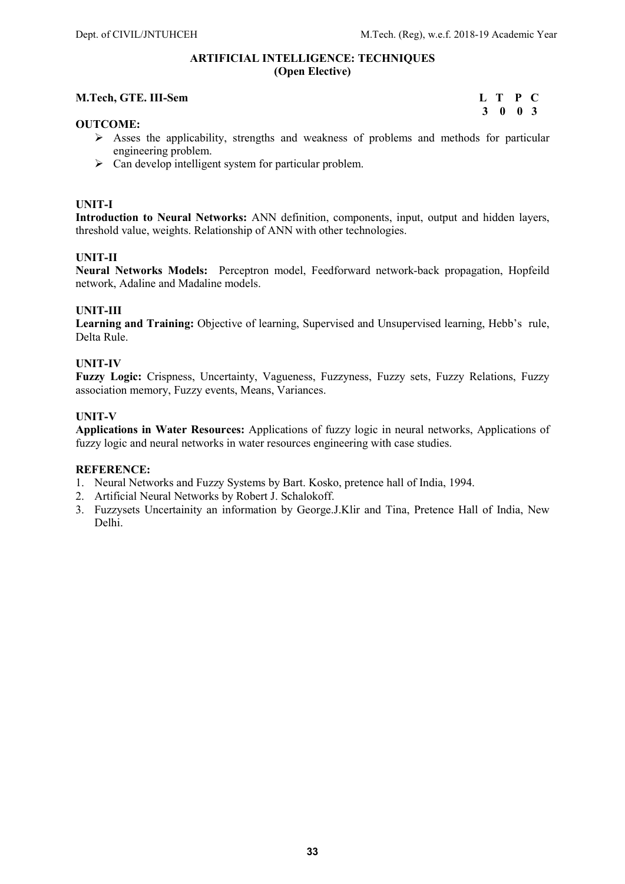## ARTIFICIAL INTELLIGENCE: TECHNIQUES
### (Open Elective)

**M.Tech, GTE. III-Sem**

| L | T | P | C |
|---|---|---|---|
| 3 | 0 | 0 | 3 |

**OUTCOME:**

- Asses the applicability, strengths and weakness of problems and methods for particular engineering problem.
- Can develop intelligent system for particular problem.

**UNIT-I**

**Introduction to Neural Networks:** ANN definition, components, input, output and hidden layers, threshold value, weights. Relationship of ANN with other technologies.

**UNIT-II**

**Neural Networks Models:** Perceptron model, Feedforward network-back propagation, Hopfeild network, Adaline and Madaline models.

**UNIT-III**

**Learning and Training:** Objective of learning, Supervised and Unsupervised learning, Hebb's rule, Delta Rule.

**UNIT-IV**

**Fuzzy Logic:** Crispness, Uncertainty, Vagueness, Fuzzyness, Fuzzy sets, Fuzzy Relations, Fuzzy association memory, Fuzzy events, Means, Variances.

**UNIT-V**

**Applications in Water Resources:** Applications of fuzzy logic in neural networks, Applications of fuzzy logic and neural networks in water resources engineering with case studies.

**REFERENCE:**

1. Neural Networks and Fuzzy Systems by Bart. Kosko, pretence hall of India, 1994.
2. Artificial Neural Networks by Robert J. Schalokoff.
3. Fuzzysets Uncertainity an information by George.J.Klir and Tina, Pretence Hall of India, New Delhi.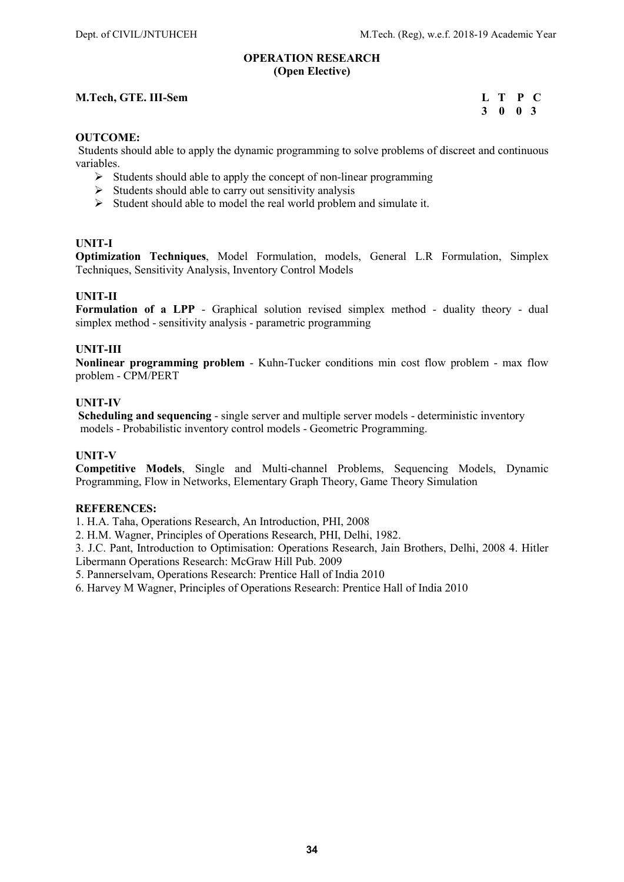# OPERATION RESEARCH
## (Open Elective)

**M.Tech, GTE. III-Sem**

| L | T | P | C |
|---|---|---|---|
| 3 | 0 | 0 | 3 |

**OUTCOME:**

Students should able to apply the dynamic programming to solve problems of discreet and continuous variables.

- Students should able to apply the concept of non-linear programming
- Students should able to carry out sensitivity analysis
- Student should able to model the real world problem and simulate it.

**UNIT-I**

**Optimization Techniques**, Model Formulation, models, General L.R Formulation, Simplex Techniques, Sensitivity Analysis, Inventory Control Models

**UNIT-II**

**Formulation of a LPP** - Graphical solution revised simplex method - duality theory - dual simplex method - sensitivity analysis - parametric programming

**UNIT-III**

**Nonlinear programming problem** - Kuhn-Tucker conditions min cost flow problem - max flow problem - CPM/PERT

**UNIT-IV**

**Scheduling and sequencing** - single server and multiple server models - deterministic inventory models - Probabilistic inventory control models - Geometric Programming.

**UNIT-V**

**Competitive Models**, Single and Multi-channel Problems, Sequencing Models, Dynamic Programming, Flow in Networks, Elementary Graph Theory, Game Theory Simulation

**REFERENCES:**

1. H.A. Taha, Operations Research, An Introduction, PHI, 2008
2. H.M. Wagner, Principles of Operations Research, PHI, Delhi, 1982.
3. J.C. Pant, Introduction to Optimisation: Operations Research, Jain Brothers, Delhi, 2008
4. Hitler Libermann Operations Research: McGraw Hill Pub. 2009
5. Pannerselvam, Operations Research: Prentice Hall of India 2010
6. Harvey M Wagner, Principles of Operations Research: Prentice Hall of India 2010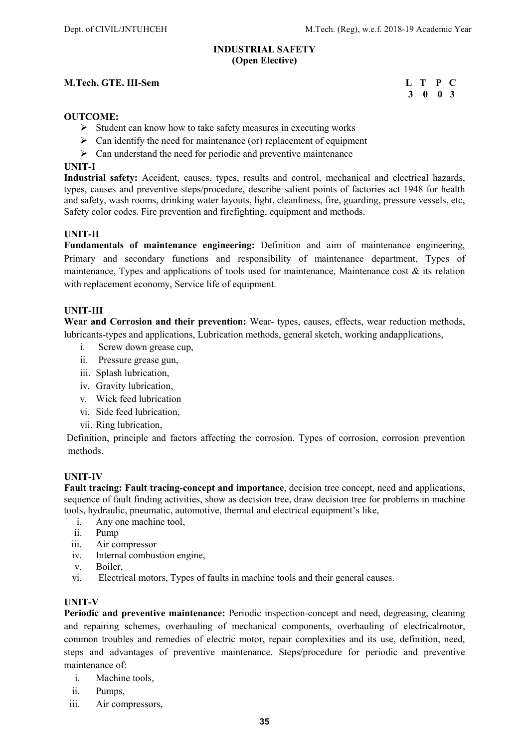# INDUSTRIAL SAFETY
## (Open Elective)

**M.Tech, GTE. III-Sem**

| L | T | P | C |
|---|---|---|---|
| 3 | 0 | 0 | 3 |

**OUTCOME:**

- Student can know how to take safety measures in executing works
- Can identify the need for maintenance (or) replacement of equipment
- Can understand the need for periodic and preventive maintenance

**UNIT-I**

**Industrial safety:** Accident, causes, types, results and control, mechanical and electrical hazards, types, causes and preventive steps/procedure, describe salient points of factories act 1948 for health and safety, wash rooms, drinking water layouts, light, cleanliness, fire, guarding, pressure vessels, etc, Safety color codes. Fire prevention and firefighting, equipment and methods.

**UNIT-II**

**Fundamentals of maintenance engineering:** Definition and aim of maintenance engineering, Primary and secondary functions and responsibility of maintenance department, Types of maintenance, Types and applications of tools used for maintenance, Maintenance cost & its relation with replacement economy, Service life of equipment.

**UNIT-III**

**Wear and Corrosion and their prevention:** Wear- types, causes, effects, wear reduction methods, lubricants-types and applications, Lubrication methods, general sketch, working andapplications,

i. Screw down grease cup,
ii. Pressure grease gun,
iii. Splash lubrication,
iv. Gravity lubrication,
v. Wick feed lubrication
vi. Side feed lubrication,
vii. Ring lubrication,

Definition, principle and factors affecting the corrosion. Types of corrosion, corrosion prevention methods.

**UNIT-IV**

**Fault tracing: Fault tracing-concept and importance**, decision tree concept, need and applications, sequence of fault finding activities, show as decision tree, draw decision tree for problems in machine tools, hydraulic, pneumatic, automotive, thermal and electrical equipment's like,

i. Any one machine tool,
ii. Pump
iii. Air compressor
iv. Internal combustion engine,
v. Boiler,
vi. Electrical motors, Types of faults in machine tools and their general causes.

**UNIT-V**

**Periodic and preventive maintenance:** Periodic inspection-concept and need, degreasing, cleaning and repairing schemes, overhauling of mechanical components, overhauling of electricalmotor, common troubles and remedies of electric motor, repair complexities and its use, definition, need, steps and advantages of preventive maintenance. Steps/procedure for periodic and preventive maintenance of:

i. Machine tools,
ii. Pumps,
iii. Air compressors,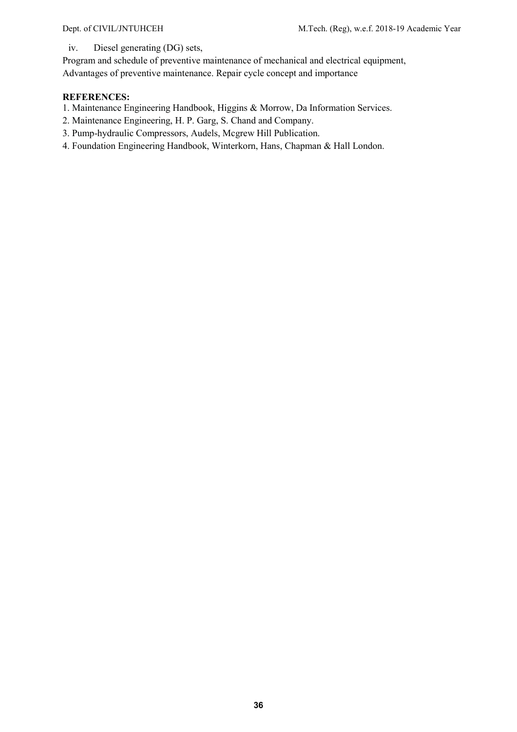iv. Diesel generating (DG) sets,

Program and schedule of preventive maintenance of mechanical and electrical equipment, Advantages of preventive maintenance. Repair cycle concept and importance

**REFERENCES:**

1. Maintenance Engineering Handbook, Higgins & Morrow, Da Information Services.
2. Maintenance Engineering, H. P. Garg, S. Chand and Company.
3. Pump-hydraulic Compressors, Audels, Mcgrew Hill Publication.
4. Foundation Engineering Handbook, Winterkorn, Hans, Chapman & Hall London.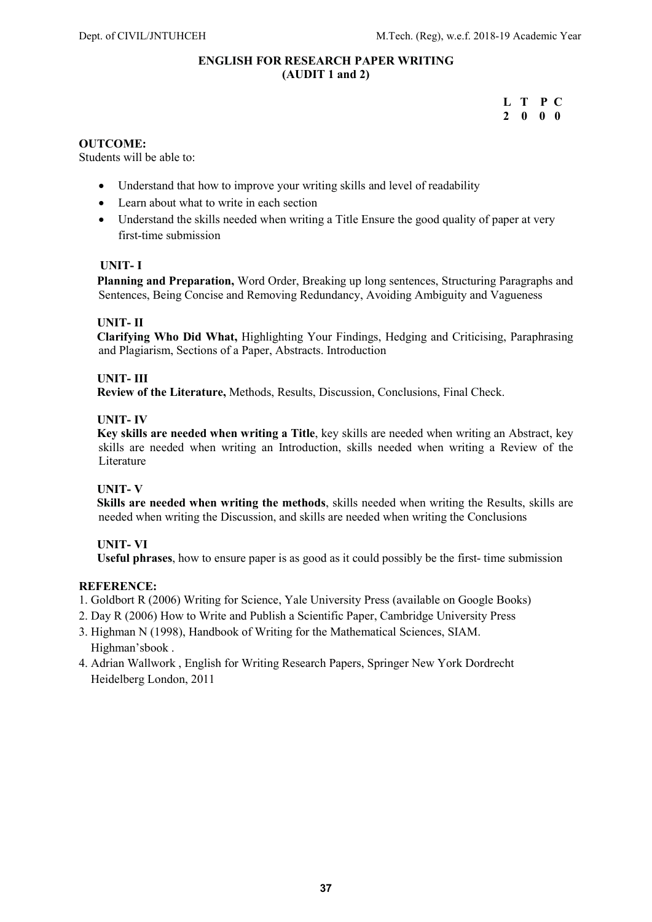## ENGLISH FOR RESEARCH PAPER WRITING
## (AUDIT 1 and 2)

| L | T | P | C |
|---|---|---|---|
| 2 | 0 | 0 | 0 |

**OUTCOME:**

Students will be able to:

- Understand that how to improve your writing skills and level of readability
- Learn about what to write in each section
- Understand the skills needed when writing a Title Ensure the good quality of paper at very first-time submission

**UNIT- I**

**Planning and Preparation,** Word Order, Breaking up long sentences, Structuring Paragraphs and Sentences, Being Concise and Removing Redundancy, Avoiding Ambiguity and Vagueness

**UNIT- II**

**Clarifying Who Did What,** Highlighting Your Findings, Hedging and Criticising, Paraphrasing and Plagiarism, Sections of a Paper, Abstracts. Introduction

**UNIT- III**

**Review of the Literature,** Methods, Results, Discussion, Conclusions, Final Check.

**UNIT- IV**

**Key skills are needed when writing a Title**, key skills are needed when writing an Abstract, key skills are needed when writing an Introduction, skills needed when writing a Review of the Literature

**UNIT- V**

**Skills are needed when writing the methods**, skills needed when writing the Results, skills are needed when writing the Discussion, and skills are needed when writing the Conclusions

**UNIT- VI**

**Useful phrases**, how to ensure paper is as good as it could possibly be the first- time submission

**REFERENCE:**

1. Goldbort R (2006) Writing for Science, Yale University Press (available on Google Books)
2. Day R (2006) How to Write and Publish a Scientific Paper, Cambridge University Press
3. Highman N (1998), Handbook of Writing for the Mathematical Sciences, SIAM. Highman'sbook .
4. Adrian Wallwork , English for Writing Research Papers, Springer New York Dordrecht Heidelberg London, 2011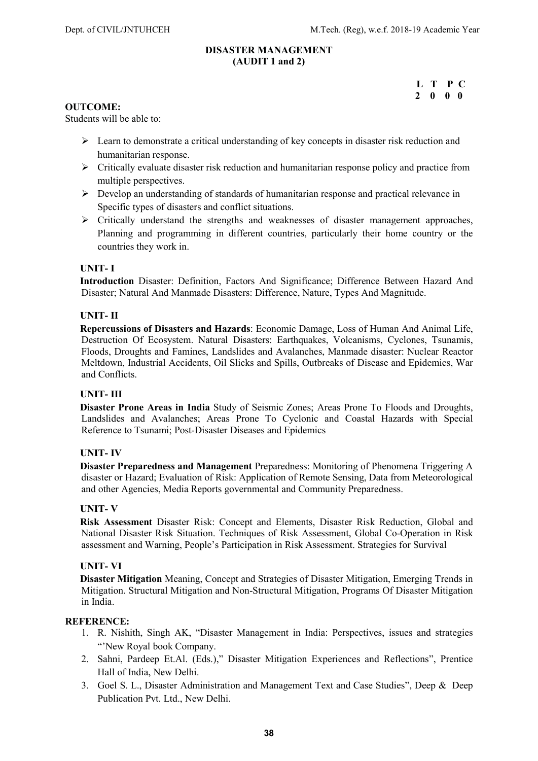# DISASTER MANAGEMENT
## (AUDIT 1 and 2)

| L | T | P | C |
|---|---|---|---|
| 2 | 0 | 0 | 0 |

**OUTCOME:**

Students will be able to:

- Learn to demonstrate a critical understanding of key concepts in disaster risk reduction and humanitarian response.
- Critically evaluate disaster risk reduction and humanitarian response policy and practice from multiple perspectives.
- Develop an understanding of standards of humanitarian response and practical relevance in Specific types of disasters and conflict situations.
- Critically understand the strengths and weaknesses of disaster management approaches, Planning and programming in different countries, particularly their home country or the countries they work in.

**UNIT- I**

**Introduction** Disaster: Definition, Factors And Significance; Difference Between Hazard And Disaster; Natural And Manmade Disasters: Difference, Nature, Types And Magnitude.

**UNIT- II**

**Repercussions of Disasters and Hazards**: Economic Damage, Loss of Human And Animal Life, Destruction Of Ecosystem. Natural Disasters: Earthquakes, Volcanisms, Cyclones, Tsunamis, Floods, Droughts and Famines, Landslides and Avalanches, Manmade disaster: Nuclear Reactor Meltdown, Industrial Accidents, Oil Slicks and Spills, Outbreaks of Disease and Epidemics, War and Conflicts.

**UNIT- III**

**Disaster Prone Areas in India** Study of Seismic Zones; Areas Prone To Floods and Droughts, Landslides and Avalanches; Areas Prone To Cyclonic and Coastal Hazards with Special Reference to Tsunami; Post-Disaster Diseases and Epidemics

**UNIT- IV**

**Disaster Preparedness and Management** Preparedness: Monitoring of Phenomena Triggering A disaster or Hazard; Evaluation of Risk: Application of Remote Sensing, Data from Meteorological and other Agencies, Media Reports governmental and Community Preparedness.

**UNIT- V**

**Risk Assessment** Disaster Risk: Concept and Elements, Disaster Risk Reduction, Global and National Disaster Risk Situation. Techniques of Risk Assessment, Global Co-Operation in Risk assessment and Warning, People's Participation in Risk Assessment. Strategies for Survival

**UNIT- VI**

**Disaster Mitigation** Meaning, Concept and Strategies of Disaster Mitigation, Emerging Trends in Mitigation. Structural Mitigation and Non-Structural Mitigation, Programs Of Disaster Mitigation in India.

**REFERENCE:**

1. R. Nishith, Singh AK, "Disaster Management in India: Perspectives, issues and strategies "'New Royal book Company.
2. Sahni, Pardeep Et.Al. (Eds.)," Disaster Mitigation Experiences and Reflections", Prentice Hall of India, New Delhi.
3. Goel S. L., Disaster Administration and Management Text and Case Studies", Deep & Deep Publication Pvt. Ltd., New Delhi.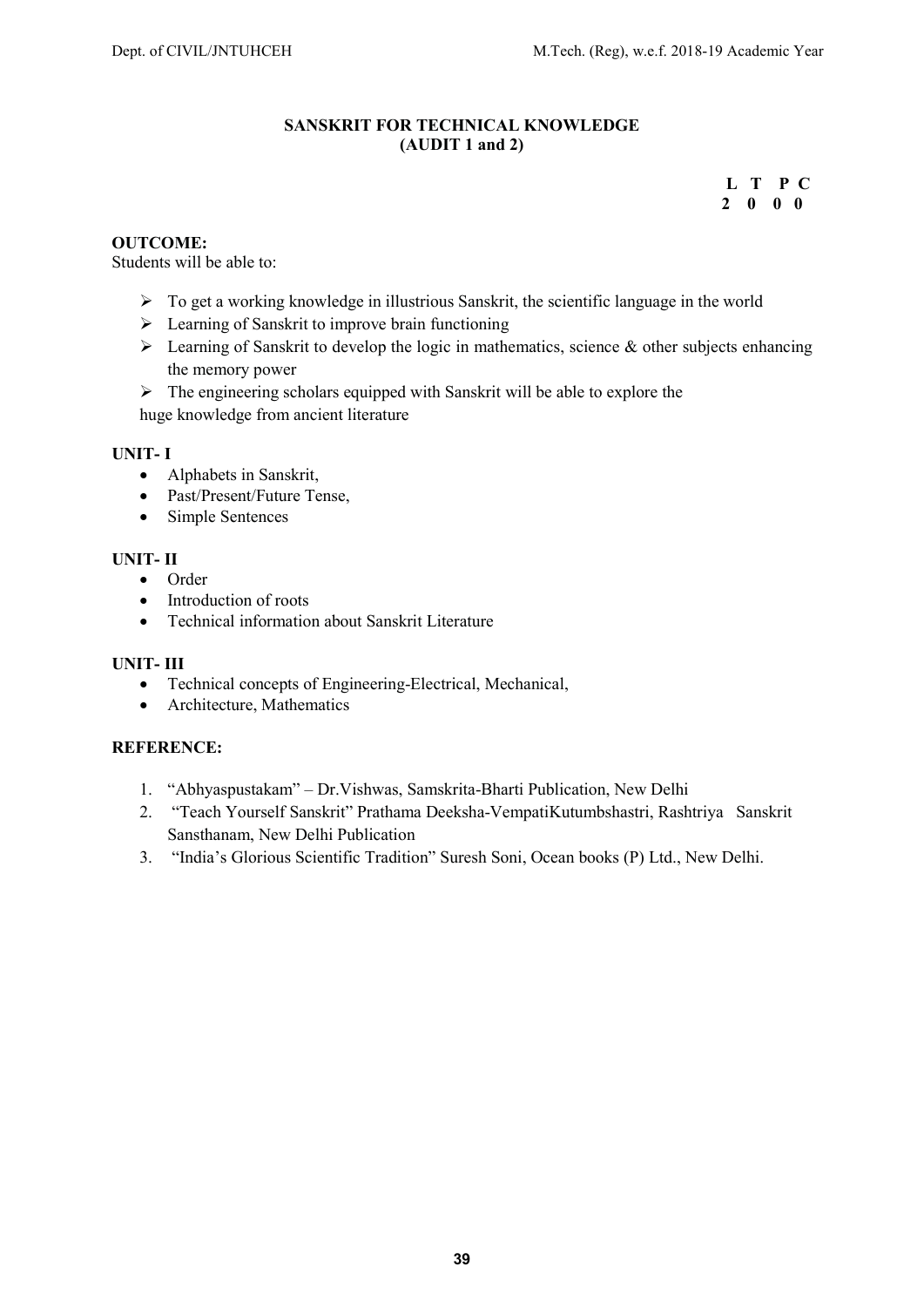# SANSKRIT FOR TECHNICAL KNOWLEDGE
## (AUDIT 1 and 2)

| L | T | P | C |
|---|---|---|---|
| 2 | 0 | 0 | 0 |

**OUTCOME:**
Students will be able to:

- To get a working knowledge in illustrious Sanskrit, the scientific language in the world
- Learning of Sanskrit to improve brain functioning
- Learning of Sanskrit to develop the logic in mathematics, science & other subjects enhancing the memory power
- The engineering scholars equipped with Sanskrit will be able to explore the huge knowledge from ancient literature

**UNIT- I**

- Alphabets in Sanskrit,
- Past/Present/Future Tense,
- Simple Sentences

**UNIT- II**

- Order
- Introduction of roots
- Technical information about Sanskrit Literature

**UNIT- III**

- Technical concepts of Engineering-Electrical, Mechanical,
- Architecture, Mathematics

**REFERENCE:**

1. "Abhyaspustakam" – Dr.Vishwas, Samskrita-Bharti Publication, New Delhi
2. "Teach Yourself Sanskrit" Prathama Deeksha-VempatiKutumbshastri, Rashtriya Sanskrit Sansthanam, New Delhi Publication
3. "India's Glorious Scientific Tradition" Suresh Soni, Ocean books (P) Ltd., New Delhi.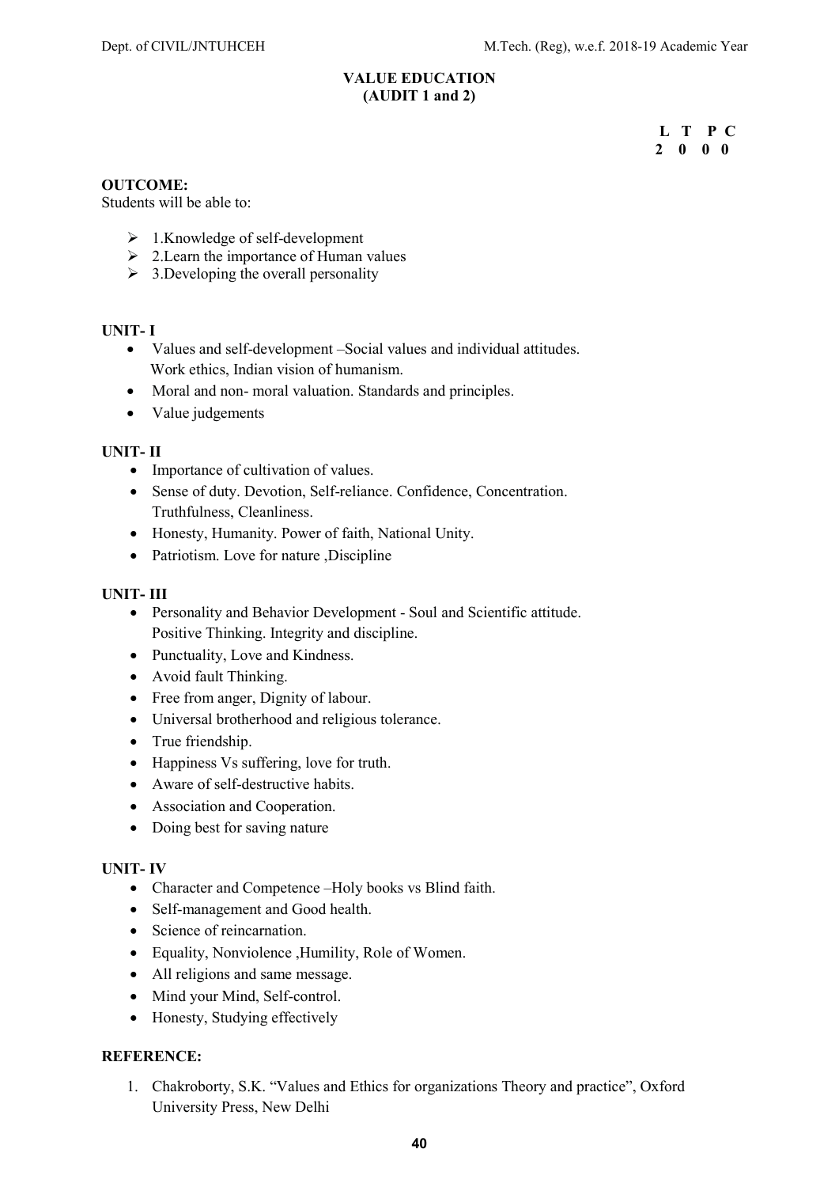# VALUE EDUCATION
## (AUDIT 1 and 2)

| L | T | P | C |
|---|---|---|---|
| 2 | 0 | 0 | 0 |

**OUTCOME:**
Students will be able to:

- 1.Knowledge of self-development
- 2.Learn the importance of Human values
- 3.Developing the overall personality

**UNIT- I**

- Values and self-development –Social values and individual attitudes. Work ethics, Indian vision of humanism.
- Moral and non- moral valuation. Standards and principles.
- Value judgements

**UNIT- II**

- Importance of cultivation of values.
- Sense of duty. Devotion, Self-reliance. Confidence, Concentration. Truthfulness, Cleanliness.
- Honesty, Humanity. Power of faith, National Unity.
- Patriotism. Love for nature ,Discipline

**UNIT- III**

- Personality and Behavior Development - Soul and Scientific attitude. Positive Thinking. Integrity and discipline.
- Punctuality, Love and Kindness.
- Avoid fault Thinking.
- Free from anger, Dignity of labour.
- Universal brotherhood and religious tolerance.
- True friendship.
- Happiness Vs suffering, love for truth.
- Aware of self-destructive habits.
- Association and Cooperation.
- Doing best for saving nature

**UNIT- IV**

- Character and Competence –Holy books vs Blind faith.
- Self-management and Good health.
- Science of reincarnation.
- Equality, Nonviolence ,Humility, Role of Women.
- All religions and same message.
- Mind your Mind, Self-control.
- Honesty, Studying effectively

**REFERENCE:**

1. Chakroborty, S.K. "Values and Ethics for organizations Theory and practice", Oxford University Press, New Delhi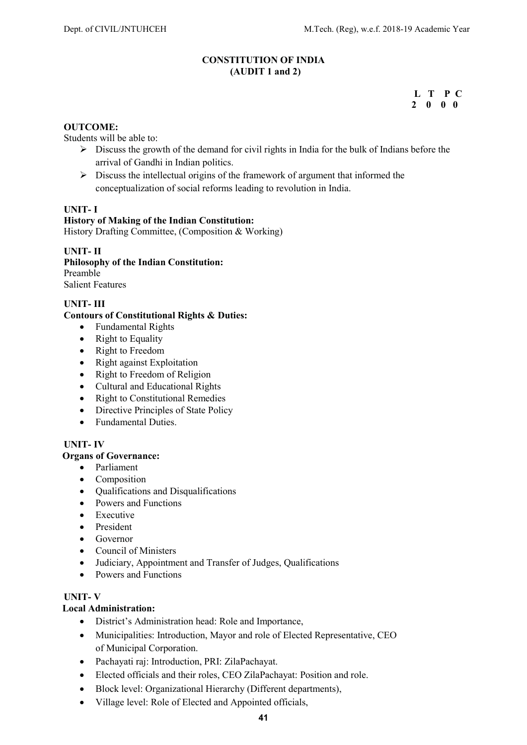## CONSTITUTION OF INDIA
## (AUDIT 1 and 2)

| L | T | P | C |
|---|---|---|---|
| 2 | 0 | 0 | 0 |

**OUTCOME:**

Students will be able to:

- Discuss the growth of the demand for civil rights in India for the bulk of Indians before the arrival of Gandhi in Indian politics.
- Discuss the intellectual origins of the framework of argument that informed the conceptualization of social reforms leading to revolution in India.

**UNIT- I**

**History of Making of the Indian Constitution:**

History Drafting Committee, (Composition & Working)

**UNIT- II**

**Philosophy of the Indian Constitution:**

Preamble

Salient Features

**UNIT- III**

**Contours of Constitutional Rights & Duties:**

- Fundamental Rights
- Right to Equality
- Right to Freedom
- Right against Exploitation
- Right to Freedom of Religion
- Cultural and Educational Rights
- Right to Constitutional Remedies
- Directive Principles of State Policy
- Fundamental Duties.

**UNIT- IV**

**Organs of Governance:**

- Parliament
- Composition
- Qualifications and Disqualifications
- Powers and Functions
- Executive
- President
- Governor
- Council of Ministers
- Judiciary, Appointment and Transfer of Judges, Qualifications
- Powers and Functions

**UNIT- V**

**Local Administration:**

- District's Administration head: Role and Importance,
- Municipalities: Introduction, Mayor and role of Elected Representative, CEO of Municipal Corporation.
- Pachayati raj: Introduction, PRI: ZilaPachayat.
- Elected officials and their roles, CEO ZilaPachayat: Position and role.
- Block level: Organizational Hierarchy (Different departments),
- Village level: Role of Elected and Appointed officials,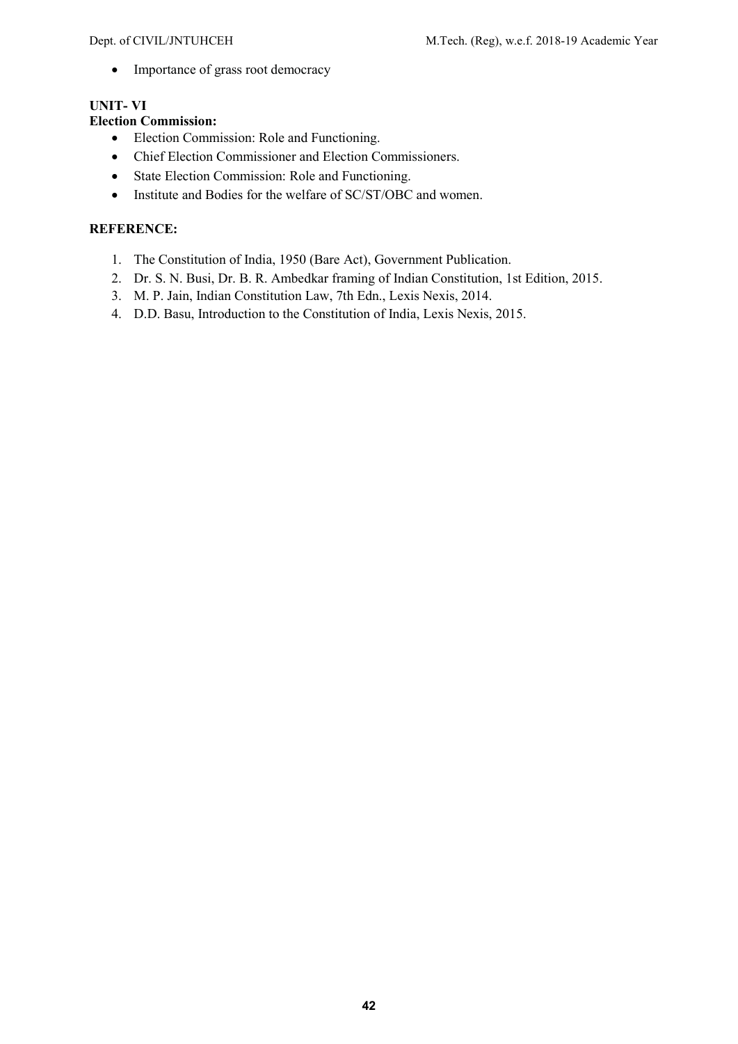- Importance of grass root democracy

**UNIT- VI**

**Election Commission:**

- Election Commission: Role and Functioning.
- Chief Election Commissioner and Election Commissioners.
- State Election Commission: Role and Functioning.
- Institute and Bodies for the welfare of SC/ST/OBC and women.

**REFERENCE:**

1. The Constitution of India, 1950 (Bare Act), Government Publication.
2. Dr. S. N. Busi, Dr. B. R. Ambedkar framing of Indian Constitution, 1st Edition, 2015.
3. M. P. Jain, Indian Constitution Law, 7th Edn., Lexis Nexis, 2014.
4. D.D. Basu, Introduction to the Constitution of India, Lexis Nexis, 2015.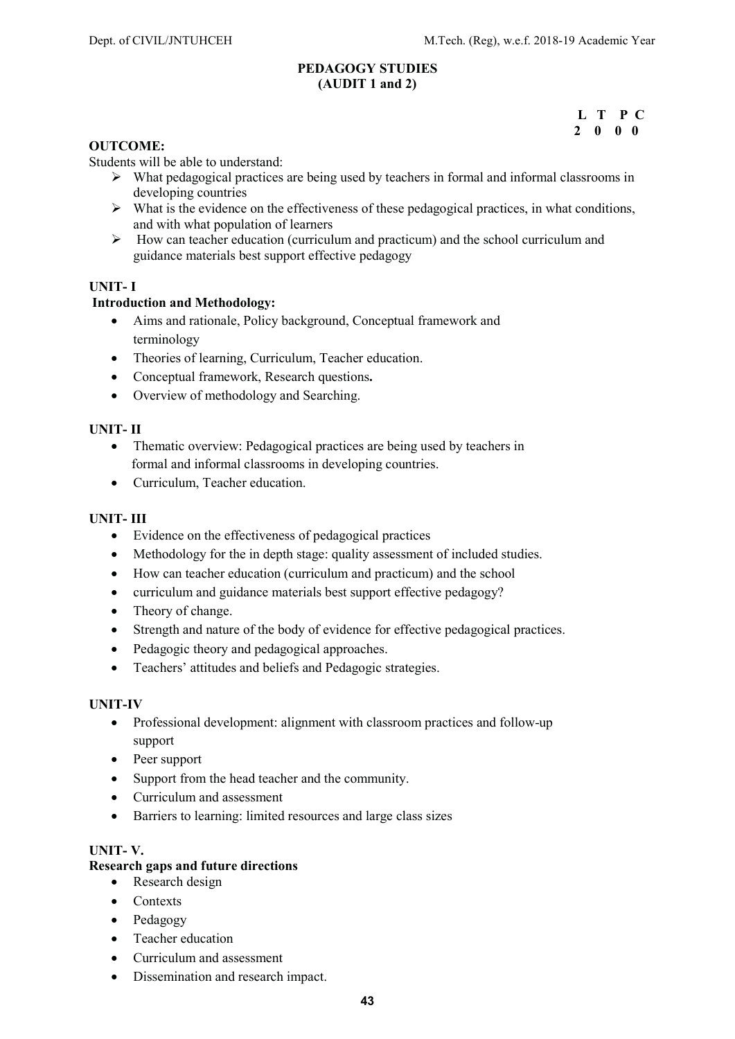# PEDAGOGY STUDIES
## (AUDIT 1 and 2)

| L | T | P | C |
|---|---|---|---|
| 2 | 0 | 0 | 0 |

**OUTCOME:**

Students will be able to understand:

- What pedagogical practices are being used by teachers in formal and informal classrooms in developing countries
- What is the evidence on the effectiveness of these pedagogical practices, in what conditions, and with what population of learners
- How can teacher education (curriculum and practicum) and the school curriculum and guidance materials best support effective pedagogy

**UNIT- I**

**Introduction and Methodology:**

- Aims and rationale, Policy background, Conceptual framework and terminology
- Theories of learning, Curriculum, Teacher education.
- Conceptual framework, Research questions**.**
- Overview of methodology and Searching.

**UNIT- II**

- Thematic overview: Pedagogical practices are being used by teachers in formal and informal classrooms in developing countries.
- Curriculum, Teacher education.

**UNIT- III**

- Evidence on the effectiveness of pedagogical practices
- Methodology for the in depth stage: quality assessment of included studies.
- How can teacher education (curriculum and practicum) and the school
- curriculum and guidance materials best support effective pedagogy?
- Theory of change.
- Strength and nature of the body of evidence for effective pedagogical practices.
- Pedagogic theory and pedagogical approaches.
- Teachers' attitudes and beliefs and Pedagogic strategies.

**UNIT-IV**

- Professional development: alignment with classroom practices and follow-up support
- Peer support
- Support from the head teacher and the community.
- Curriculum and assessment
- Barriers to learning: limited resources and large class sizes

**UNIT- V.**

**Research gaps and future directions**

- Research design
- Contexts
- Pedagogy
- Teacher education
- Curriculum and assessment
- Dissemination and research impact.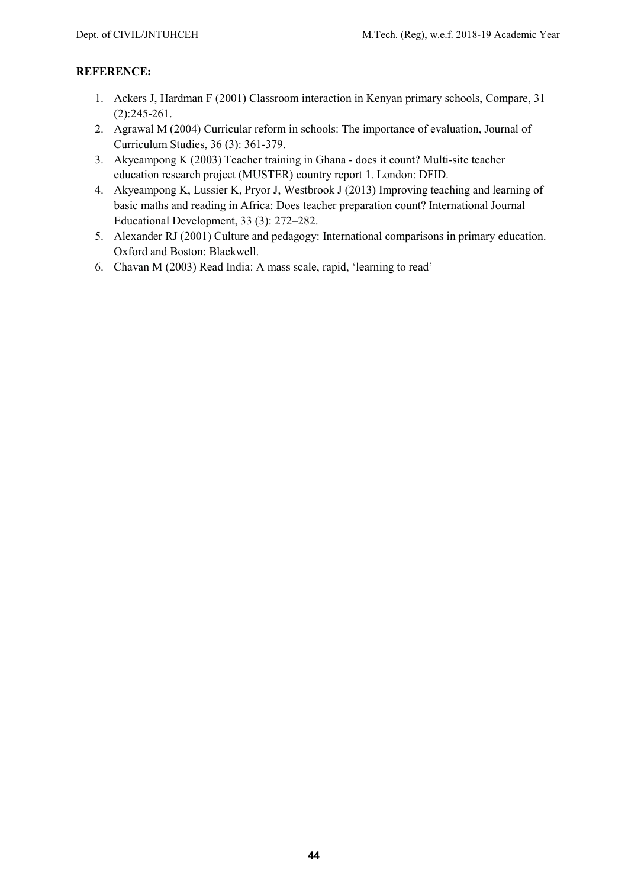**REFERENCE:**

1. Ackers J, Hardman F (2001) Classroom interaction in Kenyan primary schools, Compare, 31 (2):245-261.
2. Agrawal M (2004) Curricular reform in schools: The importance of evaluation, Journal of Curriculum Studies, 36 (3): 361-379.
3. Akyeampong K (2003) Teacher training in Ghana - does it count? Multi-site teacher education research project (MUSTER) country report 1. London: DFID.
4. Akyeampong K, Lussier K, Pryor J, Westbrook J (2013) Improving teaching and learning of basic maths and reading in Africa: Does teacher preparation count? International Journal Educational Development, 33 (3): 272–282.
5. Alexander RJ (2001) Culture and pedagogy: International comparisons in primary education. Oxford and Boston: Blackwell.
6. Chavan M (2003) Read India: A mass scale, rapid, 'learning to read'